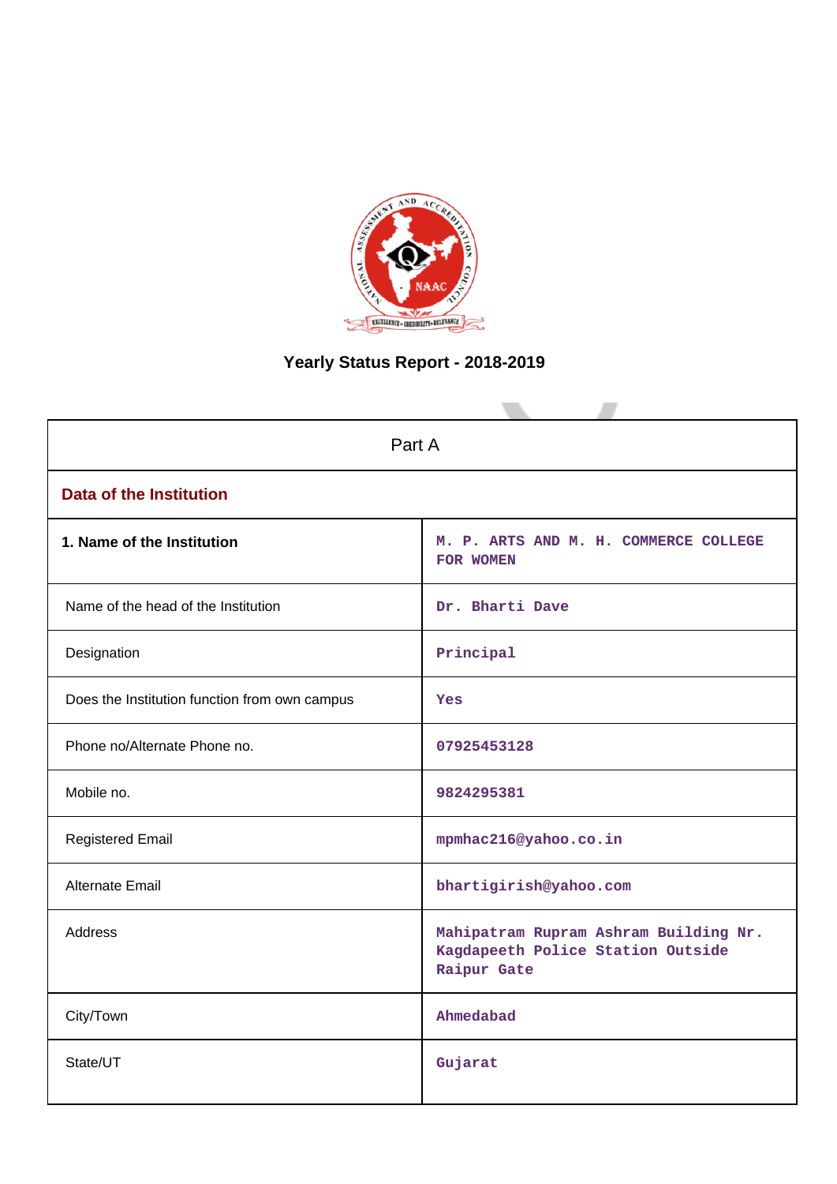# Yearly Status Report - 2018-2019

| Part A | |
|---|---|
| **Data of the Institution** | |
| **1. Name of the Institution** | M. P. ARTS AND M. H. COMMERCE COLLEGE FOR WOMEN |
| Name of the head of the Institution | Dr. Bharti Dave |
| Designation | Principal |
| Does the Institution function from own campus | Yes |
| Phone no/Alternate Phone no. | 07925453128 |
| Mobile no. | 9824295381 |
| Registered Email | mpmhac216@yahoo.co.in |
| Alternate Email | bhartigirish@yahoo.com |
| Address | Mahipatram Rupram Ashram Building Nr. Kagdapeeth Police Station Outside Raipur Gate |
| City/Town | Ahmedabad |
| State/UT | Gujarat |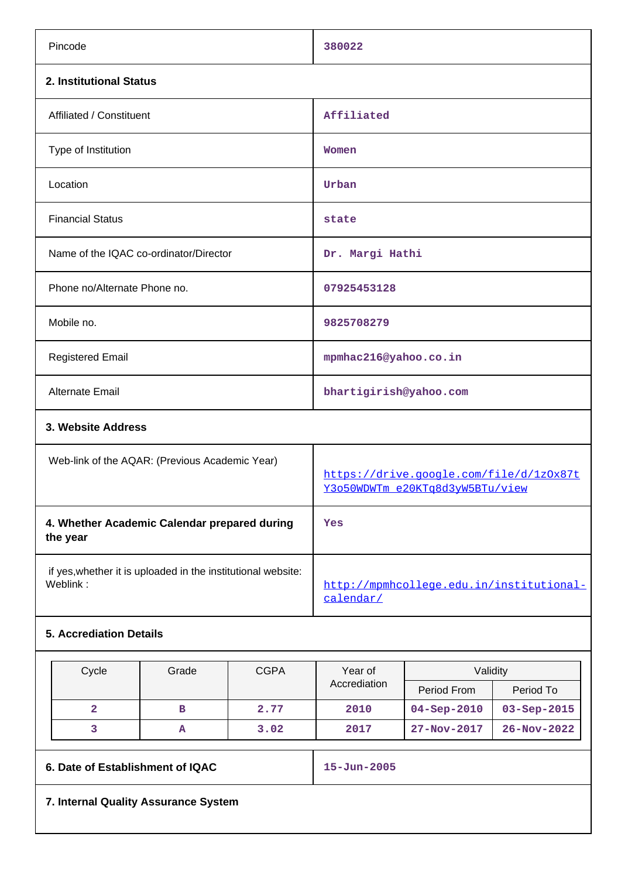| | |
|---|---|
| Pincode | 380022 |

**2. Institutional Status**

| | |
|---|---|
| Affiliated / Constituent | Affiliated |
| Type of Institution | Women |
| Location | Urban |
| Financial Status | state |
| Name of the IQAC co-ordinator/Director | Dr. Margi Hathi |
| Phone no/Alternate Phone no. | 07925453128 |
| Mobile no. | 9825708279 |
| Registered Email | mpmhac216@yahoo.co.in |
| Alternate Email | bhartigirish@yahoo.com |

**3. Website Address**

| | |
|---|---|
| Web-link of the AQAR: (Previous Academic Year) | https://drive.google.com/file/d/1zOx87tY3o50WDWTm_e20KTq8d3yW5BTu/view |
| **4. Whether Academic Calendar prepared during the year** | Yes |
| if yes,whether it is uploaded in the institutional website: Weblink : | http://mpmhcollege.edu.in/institutional-calendar/ |

**5. Accrediation Details**

| Cycle | Grade | CGPA | Year of Accrediation | Validity | |
|---|---|---|---|---|---|
| | | | | Period From | Period To |
| 2 | B | 2.77 | 2010 | 04-Sep-2010 | 03-Sep-2015 |
| 3 | A | 3.02 | 2017 | 27-Nov-2017 | 26-Nov-2022 |

| | |
|---|---|
| **6. Date of Establishment of IQAC** | 15-Jun-2005 |

**7. Internal Quality Assurance System**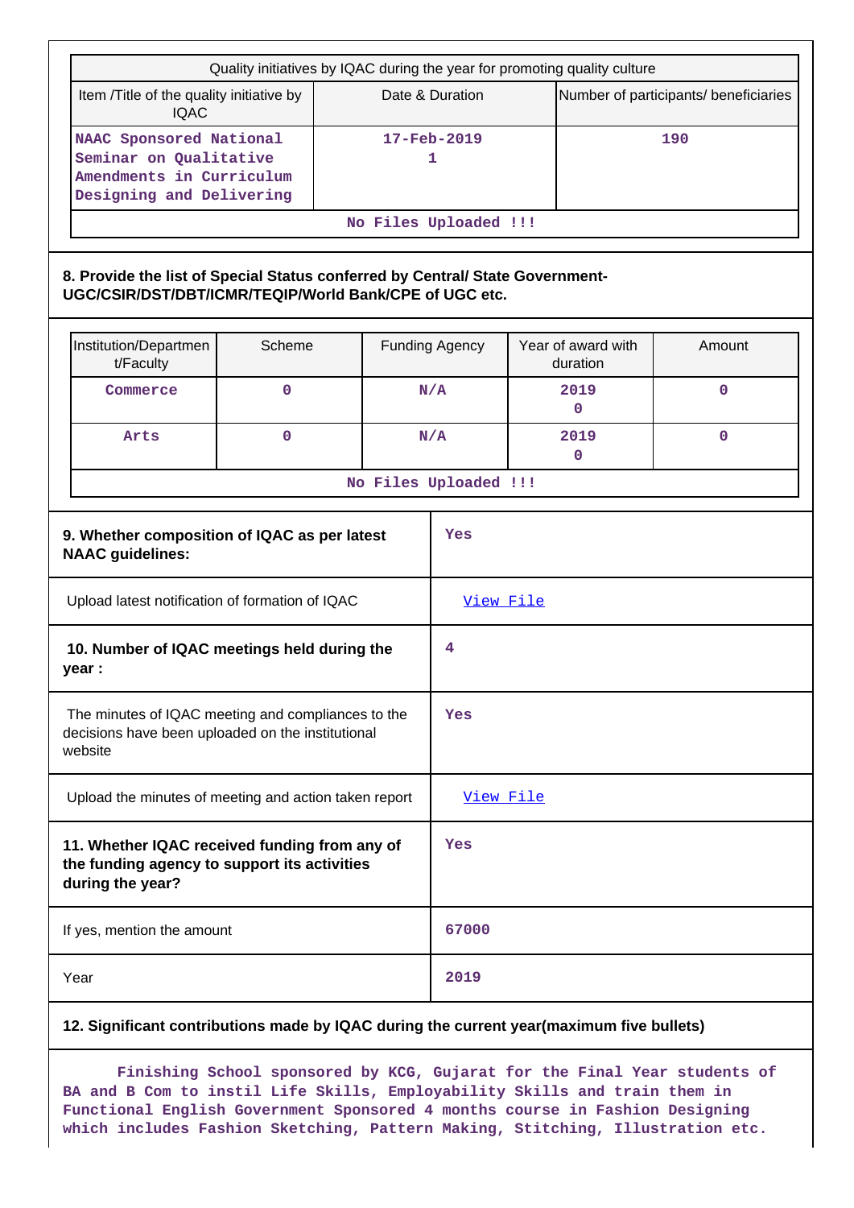| Quality initiatives by IQAC during the year for promoting quality culture | | |
|---|---|---|
| Item /Title of the quality initiative by IQAC | Date & Duration | Number of participants/ beneficiaries |
| NAAC Sponsored National Seminar on Qualitative Amendments in Curriculum Designing and Delivering | 17-Feb-2019<br>1 | 190 |
| No Files Uploaded !!! | | |

**8. Provide the list of Special Status conferred by Central/ State Government- UGC/CSIR/DST/DBT/ICMR/TEQIP/World Bank/CPE of UGC etc.**

| Institution/Department/Faculty | Scheme | Funding Agency | Year of award with duration | Amount |
|---|---|---|---|---|
| Commerce | 0 | N/A | 2019<br>0 | 0 |
| Arts | 0 | N/A | 2019<br>0 | 0 |
| No Files Uploaded !!! | | | | |

| | |
|---|---|
| **9. Whether composition of IQAC as per latest NAAC guidelines:** | Yes |
| Upload latest notification of formation of IQAC | View File |
| **10. Number of IQAC meetings held during the year :** | 4 |
| The minutes of IQAC meeting and compliances to the decisions have been uploaded on the institutional website | Yes |
| Upload the minutes of meeting and action taken report | View File |
| **11. Whether IQAC received funding from any of the funding agency to support its activities during the year?** | Yes |
| If yes, mention the amount | 67000 |
| Year | 2019 |

**12. Significant contributions made by IQAC during the current year(maximum five bullets)**

Finishing School sponsored by KCG, Gujarat for the Final Year students of BA and B Com to instil Life Skills, Employability Skills and train them in Functional English Government Sponsored 4 months course in Fashion Designing which includes Fashion Sketching, Pattern Making, Stitching, Illustration etc.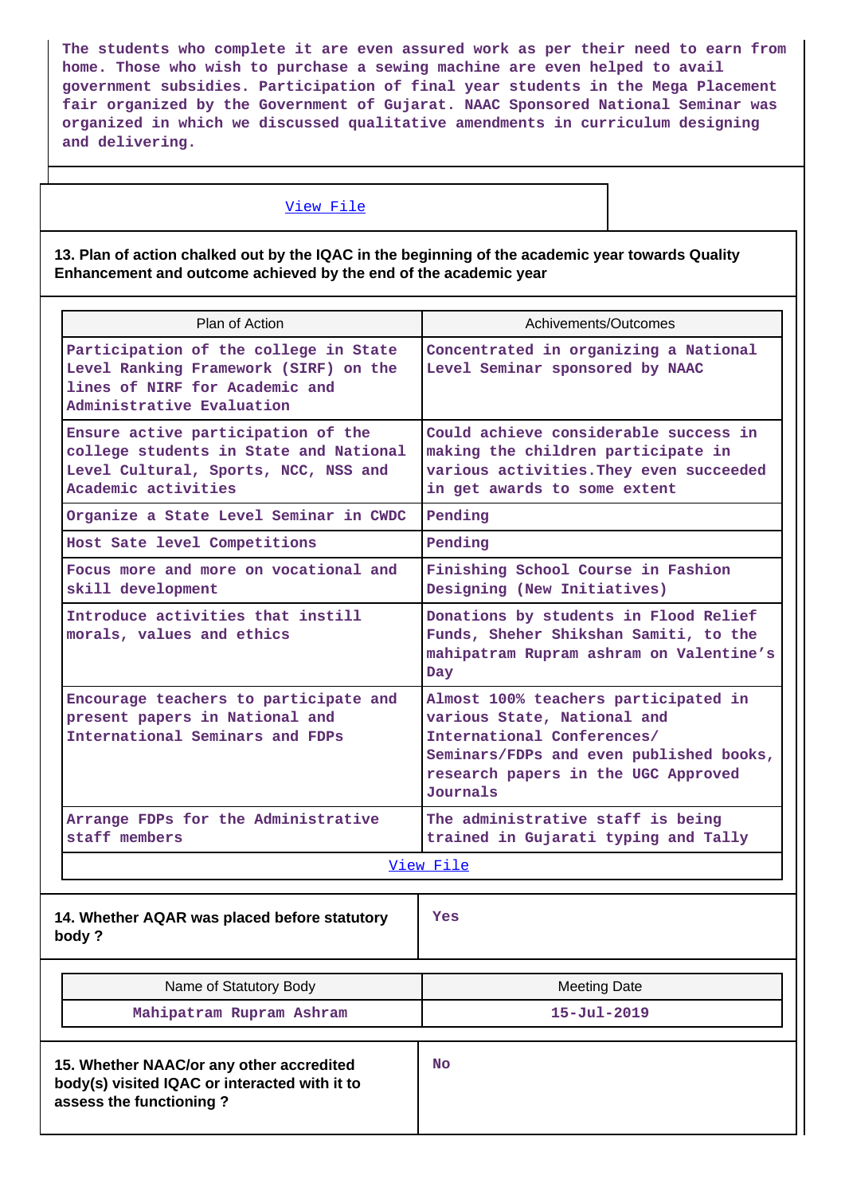The students who complete it are even assured work as per their need to earn from home. Those who wish to purchase a sewing machine are even helped to avail government subsidies. Participation of final year students in the Mega Placement fair organized by the Government of Gujarat. NAAC Sponsored National Seminar was organized in which we discussed qualitative amendments in curriculum designing and delivering.

View File

**13. Plan of action chalked out by the IQAC in the beginning of the academic year towards Quality Enhancement and outcome achieved by the end of the academic year**

| Plan of Action | Achivements/Outcomes |
|---|---|
| Participation of the college in State Level Ranking Framework (SIRF) on the lines of NIRF for Academic and Administrative Evaluation | Concentrated in organizing a National Level Seminar sponsored by NAAC |
| Ensure active participation of the college students in State and National Level Cultural, Sports, NCC, NSS and Academic activities | Could achieve considerable success in making the children participate in various activities.They even succeeded in get awards to some extent |
| Organize a State Level Seminar in CWDC | Pending |
| Host Sate level Competitions | Pending |
| Focus more and more on vocational and skill development | Finishing School Course in Fashion Designing (New Initiatives) |
| Introduce activities that instill morals, values and ethics | Donations by students in Flood Relief Funds, Sheher Shikshan Samiti, to the mahipatram Rupram ashram on Valentine's Day |
| Encourage teachers to participate and present papers in National and International Seminars and FDPs | Almost 100% teachers participated in various State, National and International Conferences/ Seminars/FDPs and even published books, research papers in the UGC Approved Journals |
| Arrange FDPs for the Administrative staff members | The administrative staff is being trained in Gujarati typing and Tally |

View File

**14. Whether AQAR was placed before statutory body ?** Yes

| Name of Statutory Body | Meeting Date |
|---|---|
| Mahipatram Rupram Ashram | 15-Jul-2019 |

**15. Whether NAAC/or any other accredited body(s) visited IQAC or interacted with it to assess the functioning ?** No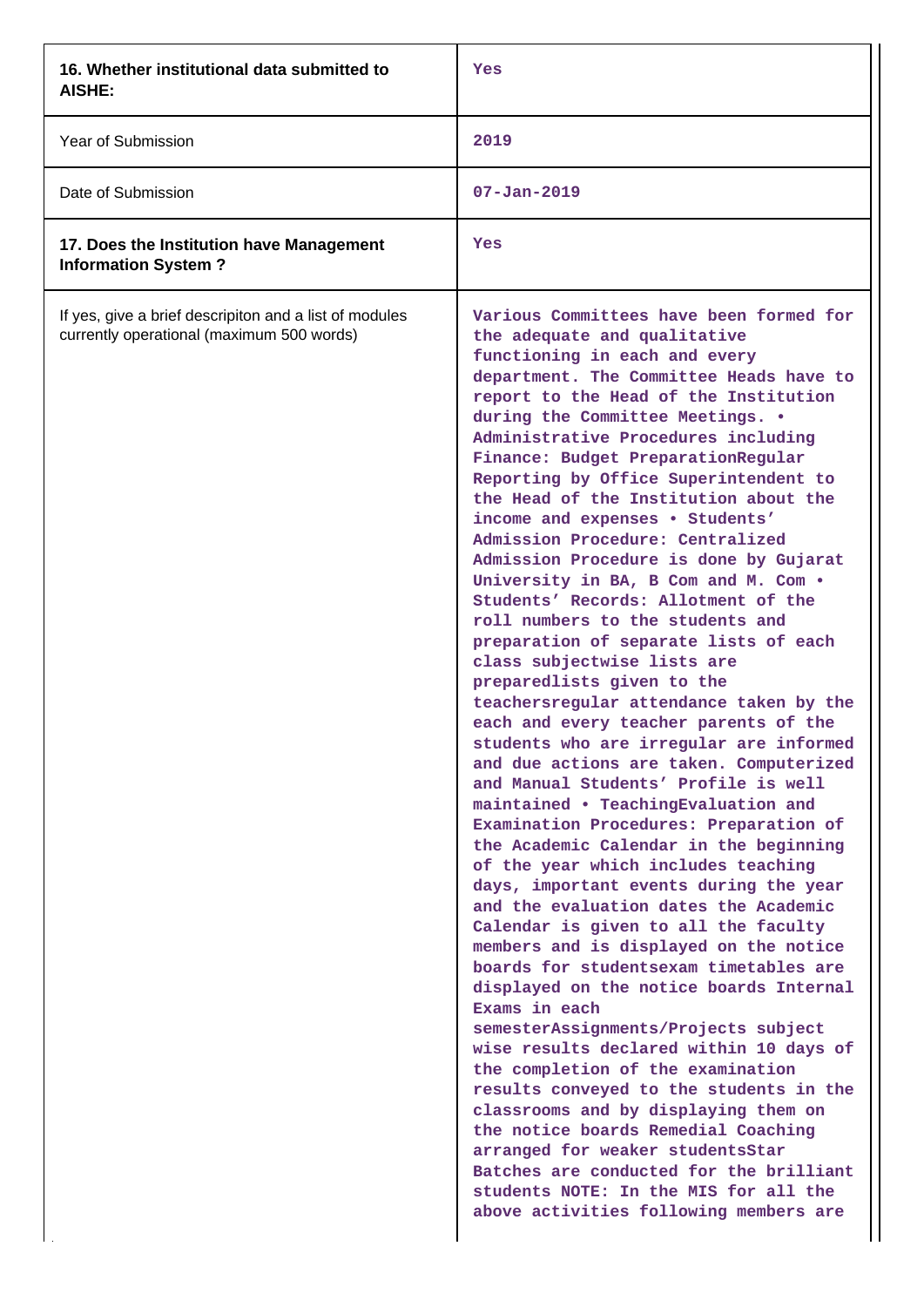| | |
|---|---|
| **16. Whether institutional data submitted to AISHE:** | Yes |
| Year of Submission | 2019 |
| Date of Submission | 07-Jan-2019 |
| **17. Does the Institution have Management Information System ?** | Yes |
| If yes, give a brief descripiton and a list of modules currently operational (maximum 500 words) | Various Committees have been formed for the adequate and qualitative functioning in each and every department. The Committee Heads have to report to the Head of the Institution during the Committee Meetings. • Administrative Procedures including Finance: Budget PreparationRegular Reporting by Office Superintendent to the Head of the Institution about the income and expenses • Students' Admission Procedure: Centralized Admission Procedure is done by Gujarat University in BA, B Com and M. Com • Students' Records: Allotment of the roll numbers to the students and preparation of separate lists of each class subjectwise lists are preparedlists given to the teachersregular attendance taken by the each and every teacher parents of the students who are irregular are informed and due actions are taken. Computerized and Manual Students' Profile is well maintained • TeachingEvaluation and Examination Procedures: Preparation of the Academic Calendar in the beginning of the year which includes teaching days, important events during the year and the evaluation dates the Academic Calendar is given to all the faculty members and is displayed on the notice boards for studentsexam timetables are displayed on the notice boards Internal Exams in each semesterAssignments/Projects subject wise results declared within 10 days of the completion of the examination results conveyed to the students in the classrooms and by displaying them on the notice boards Remedial Coaching arranged for weaker studentsStar Batches are conducted for the brilliant students NOTE: In the MIS for all the above activities following members are |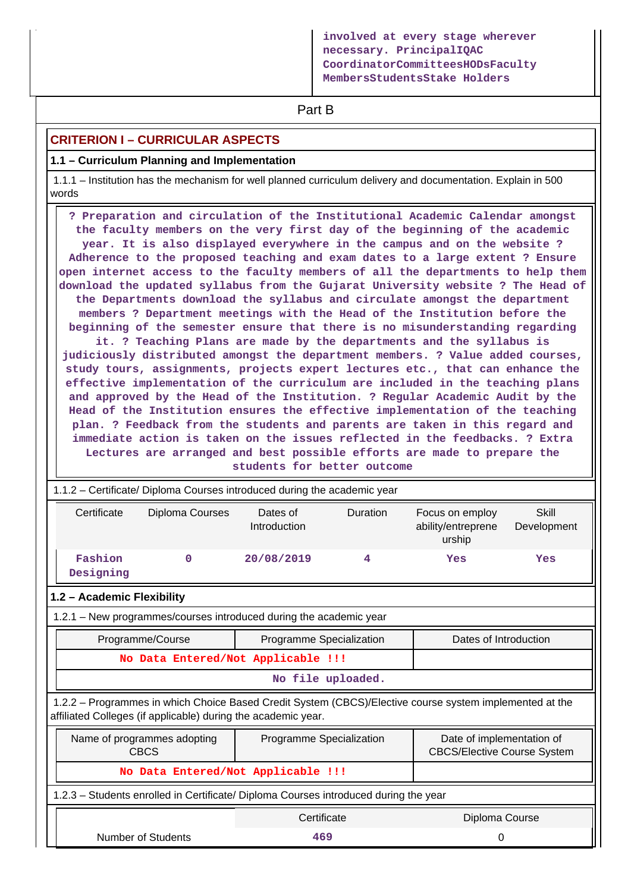| | involved at every stage wherever necessary. PrincipalIQAC CoordinatorCommitteesHODsFaculty MembersStudentsStake Holders |
|---|---|

## Part B

### CRITERION I – CURRICULAR ASPECTS

#### 1.1 – Curriculum Planning and Implementation

1.1.1 – Institution has the mechanism for well planned curriculum delivery and documentation. Explain in 500 words

? Preparation and circulation of the Institutional Academic Calendar amongst the faculty members on the very first day of the beginning of the academic year. It is also displayed everywhere in the campus and on the website ? Adherence to the proposed teaching and exam dates to a large extent ? Ensure open internet access to the faculty members of all the departments to help them download the updated syllabus from the Gujarat University website ? The Head of the Departments download the syllabus and circulate amongst the department members ? Department meetings with the Head of the Institution before the beginning of the semester ensure that there is no misunderstanding regarding it. ? Teaching Plans are made by the departments and the syllabus is judiciously distributed amongst the department members. ? Value added courses, study tours, assignments, projects expert lectures etc., that can enhance the effective implementation of the curriculum are included in the teaching plans and approved by the Head of the Institution. ? Regular Academic Audit by the Head of the Institution ensures the effective implementation of the teaching plan. ? Feedback from the students and parents are taken in this regard and immediate action is taken on the issues reflected in the feedbacks. ? Extra Lectures are arranged and best possible efforts are made to prepare the students for better outcome

1.1.2 – Certificate/ Diploma Courses introduced during the academic year

| Certificate | Diploma Courses | Dates of Introduction | Duration | Focus on employ ability/entreprene urship | Skill Development |
|---|---|---|---|---|---|
| Fashion Designing | 0 | 20/08/2019 | 4 | Yes | Yes |

#### 1.2 – Academic Flexibility

1.2.1 – New programmes/courses introduced during the academic year

| Programme/Course | Programme Specialization | Dates of Introduction |
|---|---|---|
| No Data Entered/Not Applicable !!! | | |
| No file uploaded. | | |

1.2.2 – Programmes in which Choice Based Credit System (CBCS)/Elective course system implemented at the affiliated Colleges (if applicable) during the academic year.

| Name of programmes adopting CBCS | Programme Specialization | Date of implementation of CBCS/Elective Course System |
|---|---|---|
| No Data Entered/Not Applicable !!! | | |

1.2.3 – Students enrolled in Certificate/ Diploma Courses introduced during the year

| | Certificate | Diploma Course |
|---|---|---|
| Number of Students | 469 | 0 |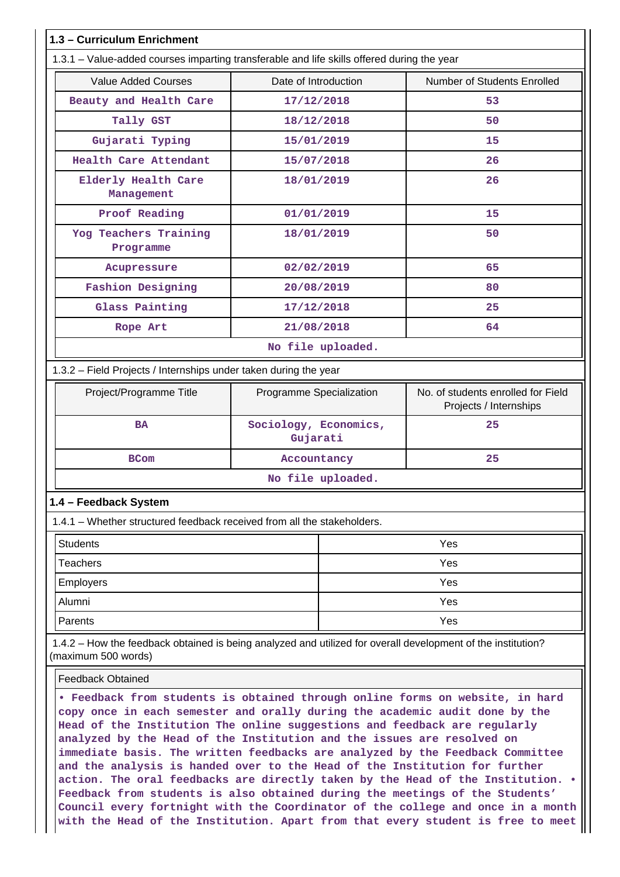## 1.3 – Curriculum Enrichment

1.3.1 – Value-added courses imparting transferable and life skills offered during the year

| Value Added Courses | Date of Introduction | Number of Students Enrolled |
|---|---|---|
| Beauty and Health Care | 17/12/2018 | 53 |
| Tally GST | 18/12/2018 | 50 |
| Gujarati Typing | 15/01/2019 | 15 |
| Health Care Attendant | 15/07/2018 | 26 |
| Elderly Health Care Management | 18/01/2019 | 26 |
| Proof Reading | 01/01/2019 | 15 |
| Yog Teachers Training Programme | 18/01/2019 | 50 |
| Acupressure | 02/02/2019 | 65 |
| Fashion Designing | 20/08/2019 | 80 |
| Glass Painting | 17/12/2018 | 25 |
| Rope Art | 21/08/2018 | 64 |

No file uploaded.

1.3.2 – Field Projects / Internships under taken during the year

| Project/Programme Title | Programme Specialization | No. of students enrolled for Field Projects / Internships |
|---|---|---|
| BA | Sociology, Economics, Gujarati | 25 |
| BCom | Accountancy | 25 |

No file uploaded.

## 1.4 – Feedback System

1.4.1 – Whether structured feedback received from all the stakeholders.

| | |
|---|---|
| Students | Yes |
| Teachers | Yes |
| Employers | Yes |
| Alumni | Yes |
| Parents | Yes |

1.4.2 – How the feedback obtained is being analyzed and utilized for overall development of the institution? (maximum 500 words)

Feedback Obtained

• Feedback from students is obtained through online forms on website, in hard copy once in each semester and orally during the academic audit done by the Head of the Institution The online suggestions and feedback are regularly analyzed by the Head of the Institution and the issues are resolved on immediate basis. The written feedbacks are analyzed by the Feedback Committee and the analysis is handed over to the Head of the Institution for further action. The oral feedbacks are directly taken by the Head of the Institution. • Feedback from students is also obtained during the meetings of the Students' Council every fortnight with the Coordinator of the college and once in a month with the Head of the Institution. Apart from that every student is free to meet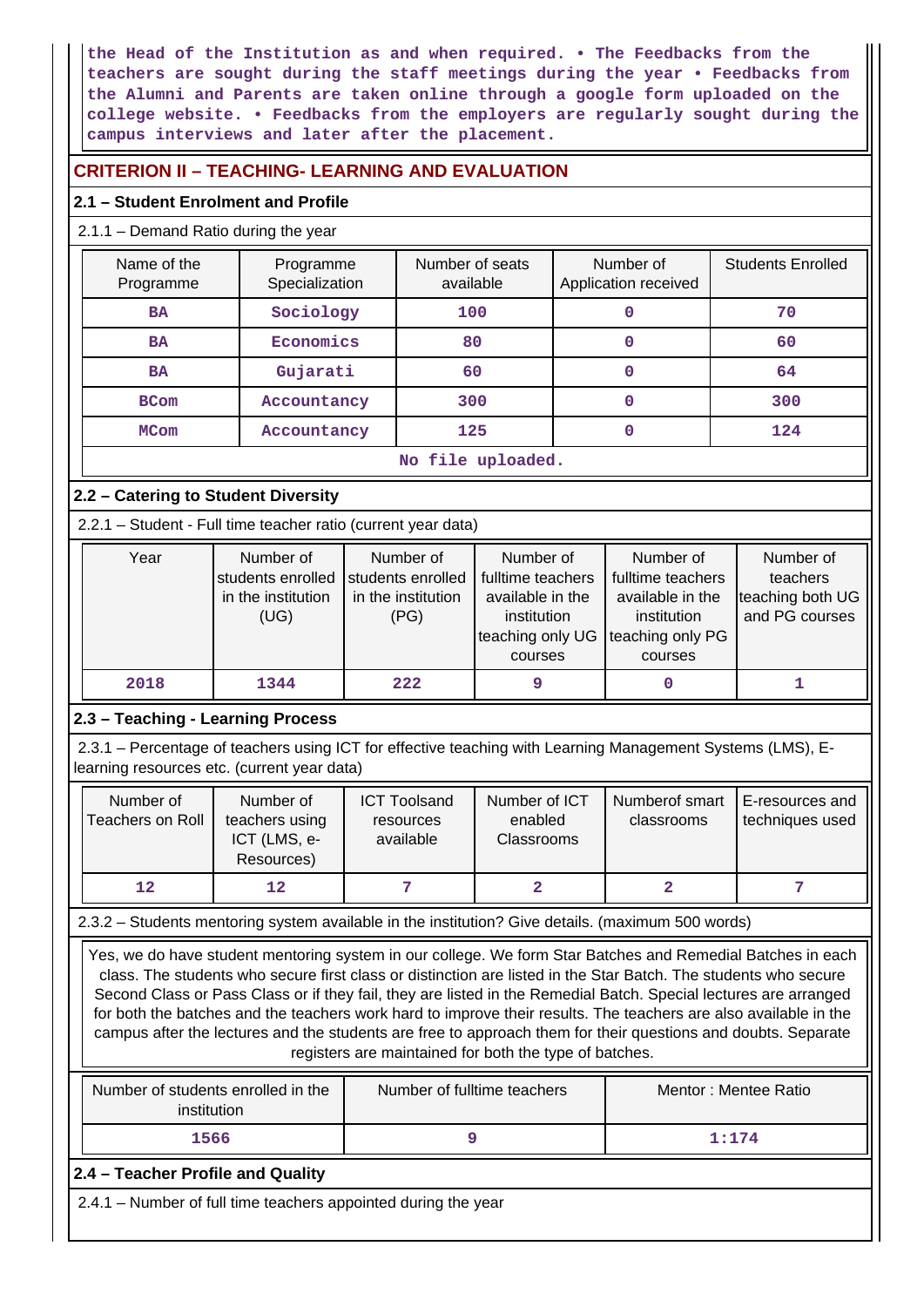the Head of the Institution as and when required. • The Feedbacks from the teachers are sought during the staff meetings during the year • Feedbacks from the Alumni and Parents are taken online through a google form uploaded on the college website. • Feedbacks from the employers are regularly sought during the campus interviews and later after the placement.

## CRITERION II – TEACHING- LEARNING AND EVALUATION

### 2.1 – Student Enrolment and Profile

2.1.1 – Demand Ratio during the year

| Name of the Programme | Programme Specialization | Number of seats available | Number of Application received | Students Enrolled |
|---|---|---|---|---|
| BA | Sociology | 100 | 0 | 70 |
| BA | Economics | 80 | 0 | 60 |
| BA | Gujarati | 60 | 0 | 64 |
| BCom | Accountancy | 300 | 0 | 300 |
| MCom | Accountancy | 125 | 0 | 124 |

No file uploaded.

### 2.2 – Catering to Student Diversity

2.2.1 – Student - Full time teacher ratio (current year data)

| Year | Number of students enrolled in the institution (UG) | Number of students enrolled in the institution (PG) | Number of fulltime teachers available in the institution teaching only UG courses | Number of fulltime teachers available in the institution teaching only PG courses | Number of teachers teaching both UG and PG courses |
|---|---|---|---|---|---|
| 2018 | 1344 | 222 | 9 | 0 | 1 |

### 2.3 – Teaching - Learning Process

2.3.1 – Percentage of teachers using ICT for effective teaching with Learning Management Systems (LMS), E-learning resources etc. (current year data)

| Number of Teachers on Roll | Number of teachers using ICT (LMS, e-Resources) | ICT Toolsand resources available | Number of ICT enabled Classrooms | Numberof smart classrooms | E-resources and techniques used |
|---|---|---|---|---|---|
| 12 | 12 | 7 | 2 | 2 | 7 |

2.3.2 – Students mentoring system available in the institution? Give details. (maximum 500 words)

Yes, we do have student mentoring system in our college. We form Star Batches and Remedial Batches in each class. The students who secure first class or distinction are listed in the Star Batch. The students who secure Second Class or Pass Class or if they fail, they are listed in the Remedial Batch. Special lectures are arranged for both the batches and the teachers work hard to improve their results. The teachers are also available in the campus after the lectures and the students are free to approach them for their questions and doubts. Separate registers are maintained for both the type of batches.

| Number of students enrolled in the institution | Number of fulltime teachers | Mentor : Mentee Ratio |
|---|---|---|
| 1566 | 9 | 1:174 |

### 2.4 – Teacher Profile and Quality

2.4.1 – Number of full time teachers appointed during the year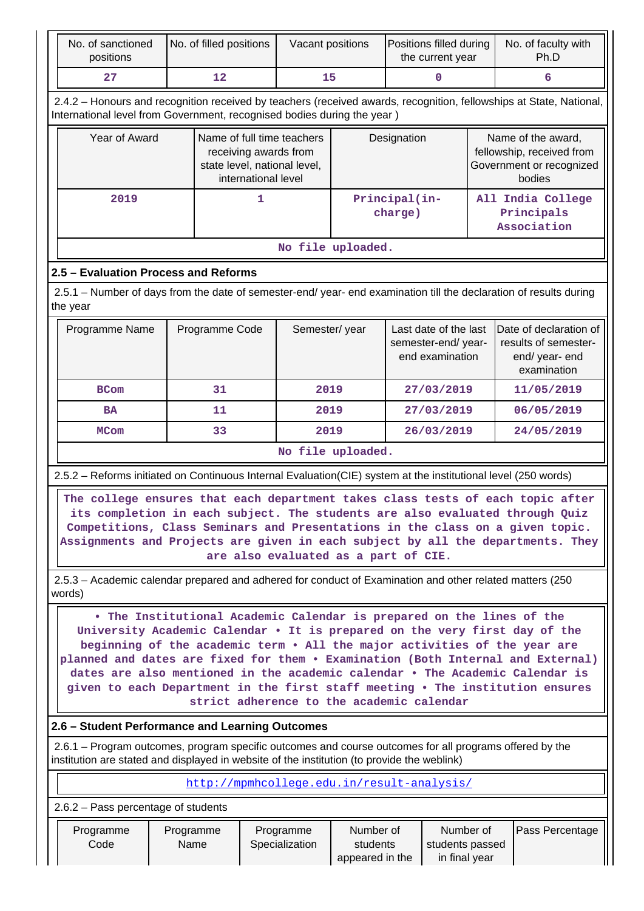| No. of sanctioned positions | No. of filled positions | Vacant positions | Positions filled during the current year | No. of faculty with Ph.D |
|---|---|---|---|---|
| 27 | 12 | 15 | 0 | 6 |

2.4.2 – Honours and recognition received by teachers (received awards, recognition, fellowships at State, National, International level from Government, recognised bodies during the year )

| Year of Award | Name of full time teachers receiving awards from state level, national level, international level | Designation | Name of the award, fellowship, received from Government or recognized bodies |
|---|---|---|---|
| 2019 | 1 | Principal(in-charge) | All India College Principals Association |

No file uploaded.

## 2.5 – Evaluation Process and Reforms

2.5.1 – Number of days from the date of semester-end/ year- end examination till the declaration of results during the year

| Programme Name | Programme Code | Semester/ year | Last date of the last semester-end/ year- end examination | Date of declaration of results of semester-end/ year- end examination |
|---|---|---|---|---|
| BCom | 31 | 2019 | 27/03/2019 | 11/05/2019 |
| BA | 11 | 2019 | 27/03/2019 | 06/05/2019 |
| MCom | 33 | 2019 | 26/03/2019 | 24/05/2019 |

No file uploaded.

2.5.2 – Reforms initiated on Continuous Internal Evaluation(CIE) system at the institutional level (250 words)

The college ensures that each department takes class tests of each topic after its completion in each subject. The students are also evaluated through Quiz Competitions, Class Seminars and Presentations in the class on a given topic. Assignments and Projects are given in each subject by all the departments. They are also evaluated as a part of CIE.

2.5.3 – Academic calendar prepared and adhered for conduct of Examination and other related matters (250 words)

• The Institutional Academic Calendar is prepared on the lines of the University Academic Calendar • It is prepared on the very first day of the beginning of the academic term • All the major activities of the year are planned and dates are fixed for them • Examination (Both Internal and External) dates are also mentioned in the academic calendar • The Academic Calendar is given to each Department in the first staff meeting • The institution ensures strict adherence to the academic calendar

## 2.6 – Student Performance and Learning Outcomes

2.6.1 – Program outcomes, program specific outcomes and course outcomes for all programs offered by the institution are stated and displayed in website of the institution (to provide the weblink)

http://mpmhcollege.edu.in/result-analysis/

2.6.2 – Pass percentage of students

| Programme Code | Programme Name | Programme Specialization | Number of students appeared in the | Number of students passed in final year | Pass Percentage |
|---|---|---|---|---|---|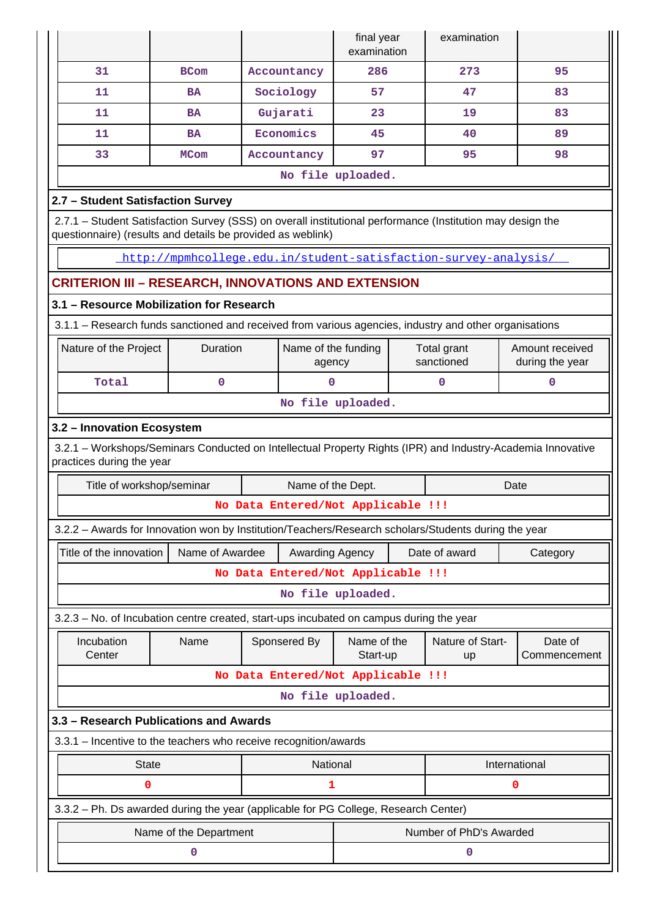| | | | final year examination | examination | |
|---|---|---|---|---|---|
| 31 | BCom | Accountancy | 286 | 273 | 95 |
| 11 | BA | Sociology | 57 | 47 | 83 |
| 11 | BA | Gujarati | 23 | 19 | 83 |
| 11 | BA | Economics | 45 | 40 | 89 |
| 33 | MCom | Accountancy | 97 | 95 | 98 |

No file uploaded.

**2.7 – Student Satisfaction Survey**

2.7.1 – Student Satisfaction Survey (SSS) on overall institutional performance (Institution may design the questionnaire) (results and details be provided as weblink)

http://mpmhcollege.edu.in/student-satisfaction-survey-analysis/

## CRITERION III – RESEARCH, INNOVATIONS AND EXTENSION

**3.1 – Resource Mobilization for Research**

3.1.1 – Research funds sanctioned and received from various agencies, industry and other organisations

| Nature of the Project | Duration | Name of the funding agency | Total grant sanctioned | Amount received during the year |
|---|---|---|---|---|
| Total | 0 | 0 | 0 | 0 |

No file uploaded.

**3.2 – Innovation Ecosystem**

3.2.1 – Workshops/Seminars Conducted on Intellectual Property Rights (IPR) and Industry-Academia Innovative practices during the year

| Title of workshop/seminar | Name of the Dept. | Date |
|---|---|---|

No Data Entered/Not Applicable !!!

3.2.2 – Awards for Innovation won by Institution/Teachers/Research scholars/Students during the year

| Title of the innovation | Name of Awardee | Awarding Agency | Date of award | Category |
|---|---|---|---|---|

No Data Entered/Not Applicable !!!

No file uploaded.

3.2.3 – No. of Incubation centre created, start-ups incubated on campus during the year

| Incubation Center | Name | Sponsered By | Name of the Start-up | Nature of Start-up | Date of Commencement |
|---|---|---|---|---|---|

No Data Entered/Not Applicable !!!

No file uploaded.

**3.3 – Research Publications and Awards**

3.3.1 – Incentive to the teachers who receive recognition/awards

| State | National | International |
|---|---|---|
| 0 | 1 | 0 |

3.3.2 – Ph. Ds awarded during the year (applicable for PG College, Research Center)

| Name of the Department | Number of PhD's Awarded |
|---|---|
| 0 | 0 |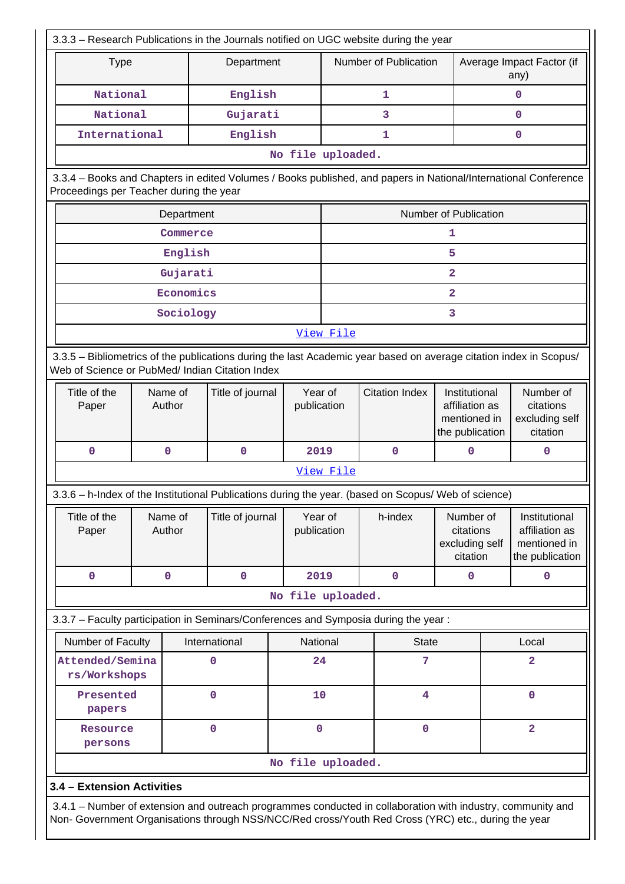3.3.3 – Research Publications in the Journals notified on UGC website during the year

| Type | Department | Number of Publication | Average Impact Factor (if any) |
|---|---|---|---|
| National | English | 1 | 0 |
| National | Gujarati | 3 | 0 |
| International | English | 1 | 0 |
| No file uploaded. | | | |

3.3.4 – Books and Chapters in edited Volumes / Books published, and papers in National/International Conference Proceedings per Teacher during the year

| Department | Number of Publication |
|---|---|
| Commerce | 1 |
| English | 5 |
| Gujarati | 2 |
| Economics | 2 |
| Sociology | 3 |
| View File | |

3.3.5 – Bibliometrics of the publications during the last Academic year based on average citation index in Scopus/ Web of Science or PubMed/ Indian Citation Index

| Title of the Paper | Name of Author | Title of journal | Year of publication | Citation Index | Institutional affiliation as mentioned in the publication | Number of citations excluding self citation |
|---|---|---|---|---|---|---|
| 0 | 0 | 0 | 2019 | 0 | 0 | 0 |
| View File | | | | | | |

3.3.6 – h-Index of the Institutional Publications during the year. (based on Scopus/ Web of science)

| Title of the Paper | Name of Author | Title of journal | Year of publication | h-index | Number of citations excluding self citation | Institutional affiliation as mentioned in the publication |
|---|---|---|---|---|---|---|
| 0 | 0 | 0 | 2019 | 0 | 0 | 0 |
| No file uploaded. | | | | | | |

3.3.7 – Faculty participation in Seminars/Conferences and Symposia during the year :

| Number of Faculty | International | National | State | Local |
|---|---|---|---|---|
| Attended/Seminars/Workshops | 0 | 24 | 7 | 2 |
| Presented papers | 0 | 10 | 4 | 0 |
| Resource persons | 0 | 0 | 0 | 2 |
| No file uploaded. | | | | |

**3.4 – Extension Activities**

3.4.1 – Number of extension and outreach programmes conducted in collaboration with industry, community and Non- Government Organisations through NSS/NCC/Red cross/Youth Red Cross (YRC) etc., during the year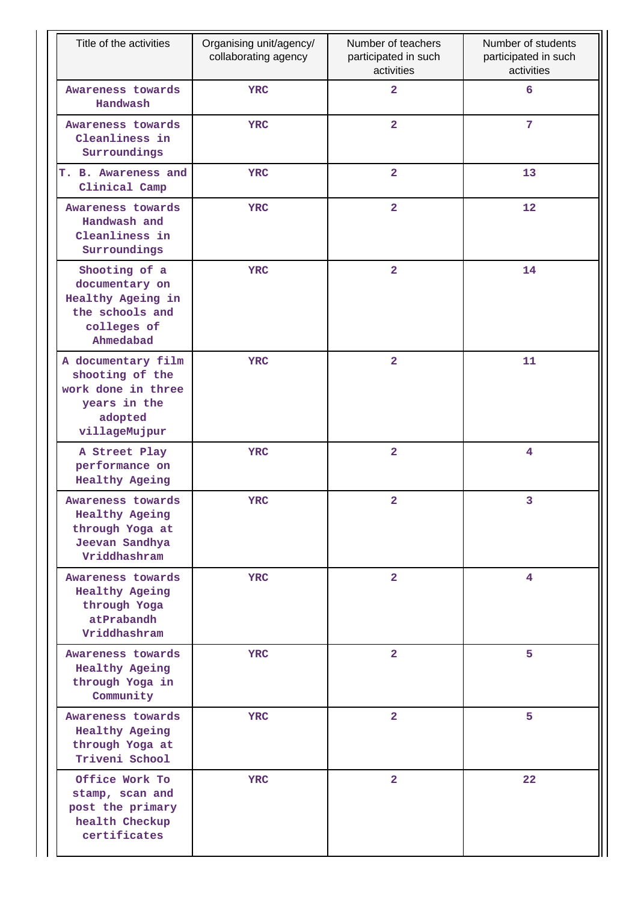| Title of the activities | Organising unit/agency/ collaborating agency | Number of teachers participated in such activities | Number of students participated in such activities |
|---|---|---|---|
| Awareness towards Handwash | YRC | 2 | 6 |
| Awareness towards Cleanliness in Surroundings | YRC | 2 | 7 |
| T. B. Awareness and Clinical Camp | YRC | 2 | 13 |
| Awareness towards Handwash and Cleanliness in Surroundings | YRC | 2 | 12 |
| Shooting of a documentary on Healthy Ageing in the schools and colleges of Ahmedabad | YRC | 2 | 14 |
| A documentary film shooting of the work done in three years in the adopted villageMujpur | YRC | 2 | 11 |
| A Street Play performance on Healthy Ageing | YRC | 2 | 4 |
| Awareness towards Healthy Ageing through Yoga at Jeevan Sandhya Vriddhashram | YRC | 2 | 3 |
| Awareness towards Healthy Ageing through Yoga atPrabandh Vriddhashram | YRC | 2 | 4 |
| Awareness towards Healthy Ageing through Yoga in Community | YRC | 2 | 5 |
| Awareness towards Healthy Ageing through Yoga at Triveni School | YRC | 2 | 5 |
| Office Work To stamp, scan and post the primary health Checkup certificates | YRC | 2 | 22 |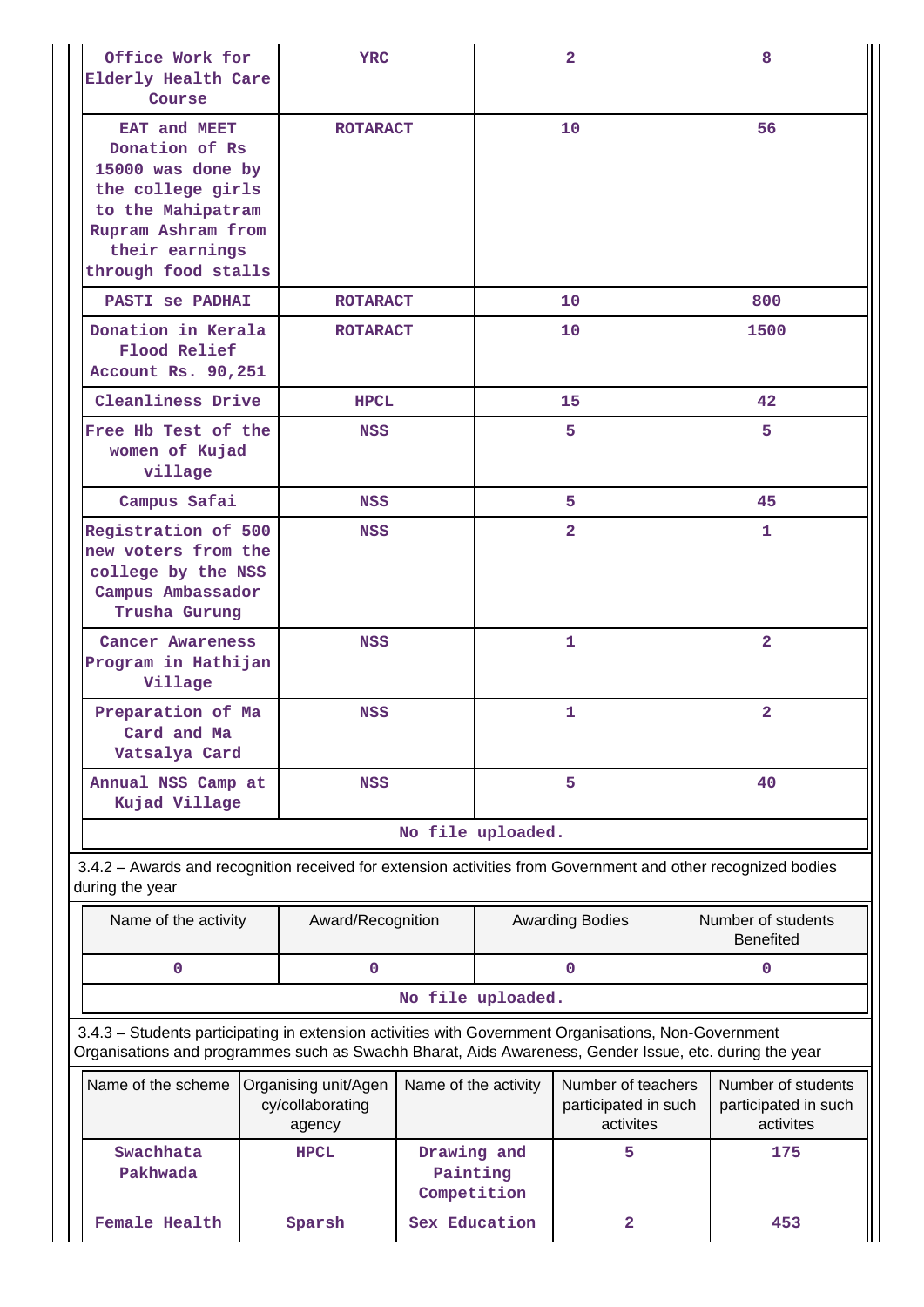| Office Work for Elderly Health Care Course | YRC | 2 | 8 |
|---|---|---|---|
| EAT and MEET Donation of Rs 15000 was done by the college girls to the Mahipatram Rupram Ashram from their earnings through food stalls | ROTARACT | 10 | 56 |
| PASTI se PADHAI | ROTARACT | 10 | 800 |
| Donation in Kerala Flood Relief Account Rs. 90,251 | ROTARACT | 10 | 1500 |
| Cleanliness Drive | HPCL | 15 | 42 |
| Free Hb Test of the women of Kujad village | NSS | 5 | 5 |
| Campus Safai | NSS | 5 | 45 |
| Registration of 500 new voters from the college by the NSS Campus Ambassador Trusha Gurung | NSS | 2 | 1 |
| Cancer Awareness Program in Hathijan Village | NSS | 1 | 2 |
| Preparation of Ma Card and Ma Vatsalya Card | NSS | 1 | 2 |
| Annual NSS Camp at Kujad Village | NSS | 5 | 40 |

No file uploaded.

3.4.2 – Awards and recognition received for extension activities from Government and other recognized bodies during the year

| Name of the activity | Award/Recognition | Awarding Bodies | Number of students Benefited |
|---|---|---|---|
| 0 | 0 | 0 | 0 |

No file uploaded.

3.4.3 – Students participating in extension activities with Government Organisations, Non-Government Organisations and programmes such as Swachh Bharat, Aids Awareness, Gender Issue, etc. during the year

| Name of the scheme | Organising unit/Agency/collaborating agency | Name of the activity | Number of teachers participated in such activites | Number of students participated in such activites |
|---|---|---|---|---|
| Swachhata Pakhwada | HPCL | Drawing and Painting Competition | 5 | 175 |
| Female Health | Sparsh | Sex Education | 2 | 453 |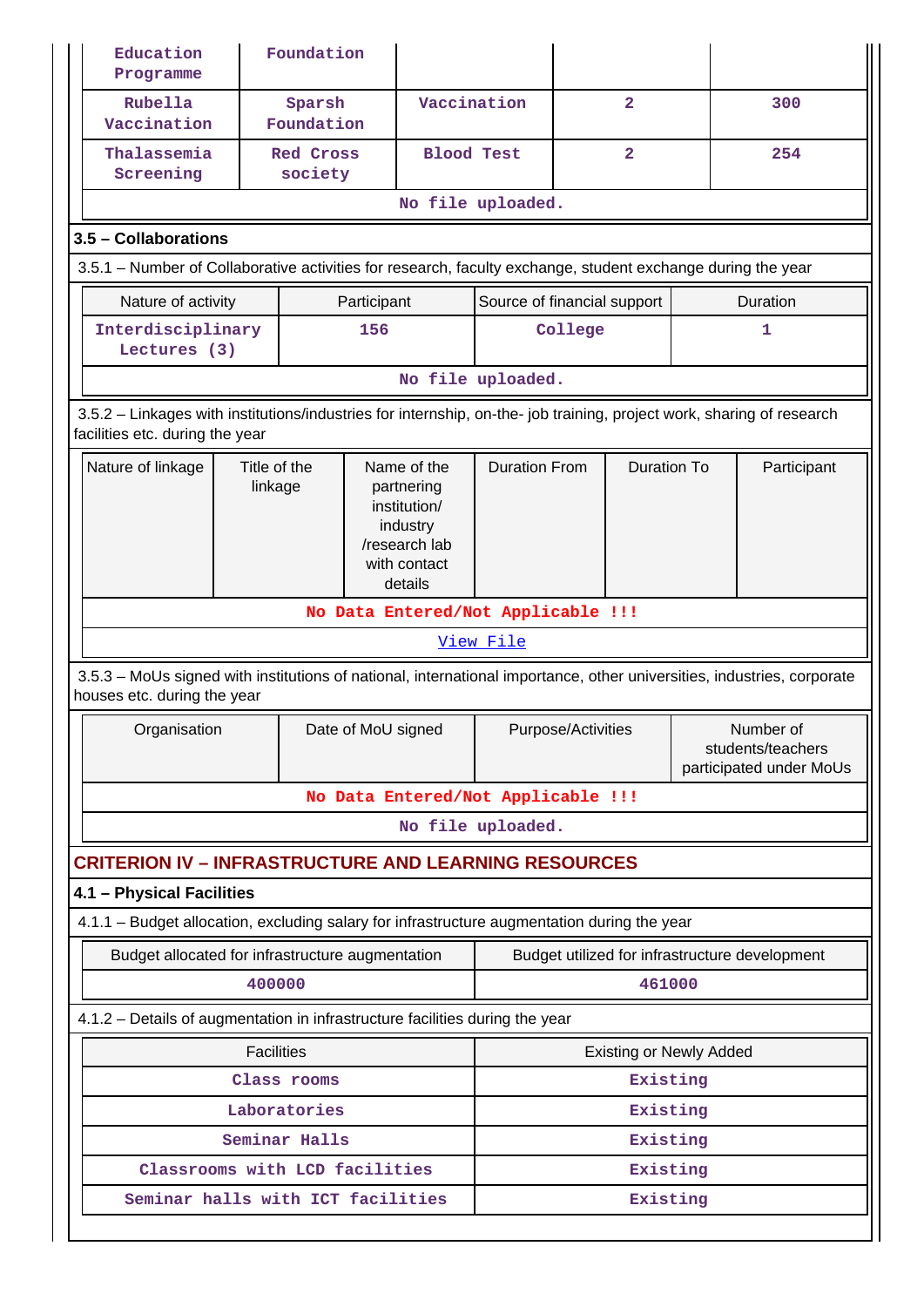| Education Programme | Foundation | | | |
|---|---|---|---|---|
| Rubella Vaccination | Sparsh Foundation | Vaccination | 2 | 300 |
| Thalassemia Screening | Red Cross society | Blood Test | 2 | 254 |

No file uploaded.

### 3.5 – Collaborations

3.5.1 – Number of Collaborative activities for research, faculty exchange, student exchange during the year

| Nature of activity | Participant | Source of financial support | Duration |
|---|---|---|---|
| Interdisciplinary Lectures (3) | 156 | College | 1 |

No file uploaded.

3.5.2 – Linkages with institutions/industries for internship, on-the- job training, project work, sharing of research facilities etc. during the year

| Nature of linkage | Title of the linkage | Name of the partnering institution/ industry /research lab with contact details | Duration From | Duration To | Participant |
|---|---|---|---|---|---|

No Data Entered/Not Applicable !!!

View File

3.5.3 – MoUs signed with institutions of national, international importance, other universities, industries, corporate houses etc. during the year

| Organisation | Date of MoU signed | Purpose/Activities | Number of students/teachers participated under MoUs |
|---|---|---|---|

No Data Entered/Not Applicable !!!

No file uploaded.

## CRITERION IV – INFRASTRUCTURE AND LEARNING RESOURCES

### 4.1 – Physical Facilities

4.1.1 – Budget allocation, excluding salary for infrastructure augmentation during the year

| Budget allocated for infrastructure augmentation | Budget utilized for infrastructure development |
|---|---|
| 400000 | 461000 |

4.1.2 – Details of augmentation in infrastructure facilities during the year

| Facilities | Existing or Newly Added |
|---|---|
| Class rooms | Existing |
| Laboratories | Existing |
| Seminar Halls | Existing |
| Classrooms with LCD facilities | Existing |
| Seminar halls with ICT facilities | Existing |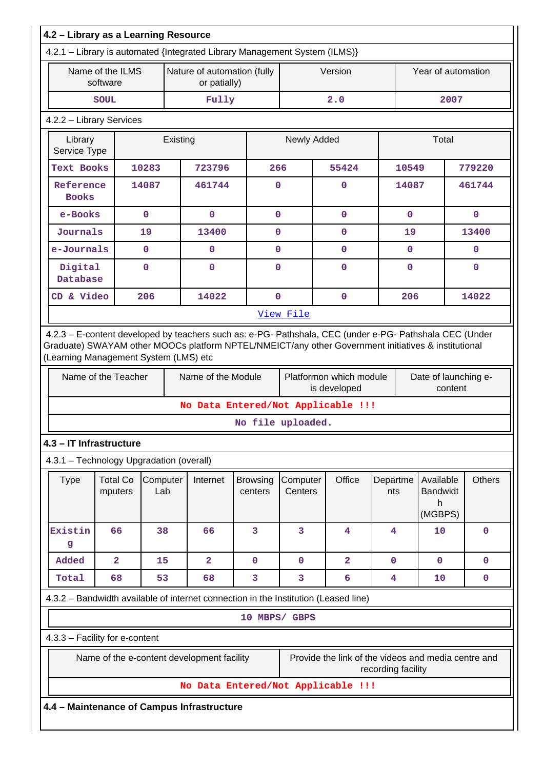### 4.2 – Library as a Learning Resource

4.2.1 – Library is automated {Integrated Library Management System (ILMS)}

| Name of the ILMS software | Nature of automation (fully or patially) | Version | Year of automation |
|---|---|---|---|
| SOUL | Fully | 2.0 | 2007 |

4.2.2 – Library Services

| Library Service Type | Existing | | Newly Added | | Total | |
|---|---|---|---|---|---|---|
| Text Books | 10283 | 723796 | 266 | 55424 | 10549 | 779220 |
| Reference Books | 14087 | 461744 | 0 | 0 | 14087 | 461744 |
| e-Books | 0 | 0 | 0 | 0 | 0 | 0 |
| Journals | 19 | 13400 | 0 | 0 | 19 | 13400 |
| e-Journals | 0 | 0 | 0 | 0 | 0 | 0 |
| Digital Database | 0 | 0 | 0 | 0 | 0 | 0 |
| CD & Video | 206 | 14022 | 0 | 0 | 206 | 14022 |

View File

4.2.3 – E-content developed by teachers such as: e-PG- Pathshala, CEC (under e-PG- Pathshala CEC (Under Graduate) SWAYAM other MOOCs platform NPTEL/NMEICT/any other Government initiatives & institutional (Learning Management System (LMS) etc

| Name of the Teacher | Name of the Module | Platformon which module is developed | Date of launching e-content |
|---|---|---|---|
| No Data Entered/Not Applicable !!! | | | |

No file uploaded.

### 4.3 – IT Infrastructure

4.3.1 – Technology Upgradation (overall)

| Type | Total Computers | Computer Lab | Internet | Browsing centers | Computer Centers | Office | Departments | Available Bandwidth (MGBPS) | Others |
|---|---|---|---|---|---|---|---|---|---|
| Existing | 66 | 38 | 66 | 3 | 3 | 4 | 4 | 10 | 0 |
| Added | 2 | 15 | 2 | 0 | 0 | 2 | 0 | 0 | 0 |
| Total | 68 | 53 | 68 | 3 | 3 | 6 | 4 | 10 | 0 |

4.3.2 – Bandwidth available of internet connection in the Institution (Leased line)

10 MBPS/ GBPS

4.3.3 – Facility for e-content

| Name of the e-content development facility | Provide the link of the videos and media centre and recording facility |
|---|---|
| No Data Entered/Not Applicable !!! | |

### 4.4 – Maintenance of Campus Infrastructure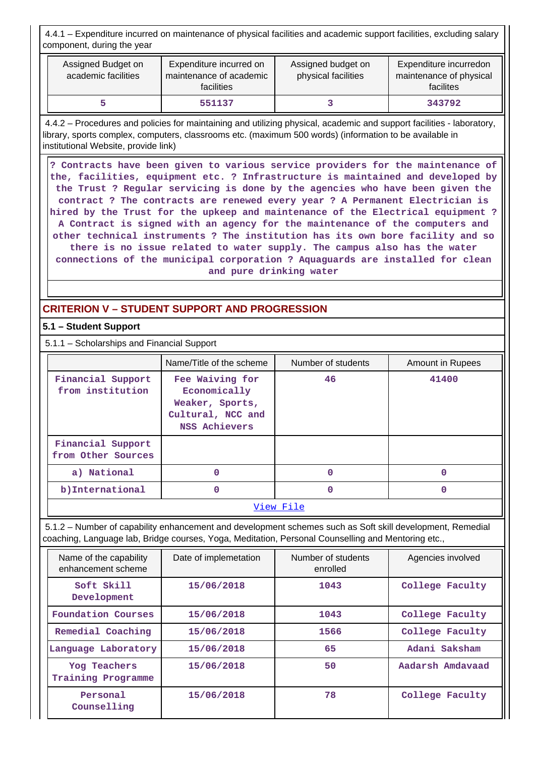4.4.1 – Expenditure incurred on maintenance of physical facilities and academic support facilities, excluding salary component, during the year

| Assigned Budget on academic facilities | Expenditure incurred on maintenance of academic facilities | Assigned budget on physical facilities | Expenditure incurredon maintenance of physical facilites |
|---|---|---|---|
| 5 | 551137 | 3 | 343792 |

4.4.2 – Procedures and policies for maintaining and utilizing physical, academic and support facilities - laboratory, library, sports complex, computers, classrooms etc. (maximum 500 words) (information to be available in institutional Website, provide link)

? Contracts have been given to various service providers for the maintenance of the, facilities, equipment etc. ? Infrastructure is maintained and developed by the Trust ? Regular servicing is done by the agencies who have been given the contract ? The contracts are renewed every year ? A Permanent Electrician is hired by the Trust for the upkeep and maintenance of the Electrical equipment ? A Contract is signed with an agency for the maintenance of the computers and other technical instruments ? The institution has its own bore facility and so there is no issue related to water supply. The campus also has the water connections of the municipal corporation ? Aquaguards are installed for clean and pure drinking water

## CRITERION V – STUDENT SUPPORT AND PROGRESSION

### 5.1 – Student Support

5.1.1 – Scholarships and Financial Support

| | Name/Title of the scheme | Number of students | Amount in Rupees |
|---|---|---|---|
| Financial Support from institution | Fee Waiving for Economically Weaker, Sports, Cultural, NCC and NSS Achievers | 46 | 41400 |
| Financial Support from Other Sources | | | |
| a) National | 0 | 0 | 0 |
| b)International | 0 | 0 | 0 |
| View File | | | |

5.1.2 – Number of capability enhancement and development schemes such as Soft skill development, Remedial coaching, Language lab, Bridge courses, Yoga, Meditation, Personal Counselling and Mentoring etc.,

| Name of the capability enhancement scheme | Date of implemetation | Number of students enrolled | Agencies involved |
|---|---|---|---|
| Soft Skill Development | 15/06/2018 | 1043 | College Faculty |
| Foundation Courses | 15/06/2018 | 1043 | College Faculty |
| Remedial Coaching | 15/06/2018 | 1566 | College Faculty |
| Language Laboratory | 15/06/2018 | 65 | Adani Saksham |
| Yog Teachers Training Programme | 15/06/2018 | 50 | Aadarsh Amdavaad |
| Personal Counselling | 15/06/2018 | 78 | College Faculty |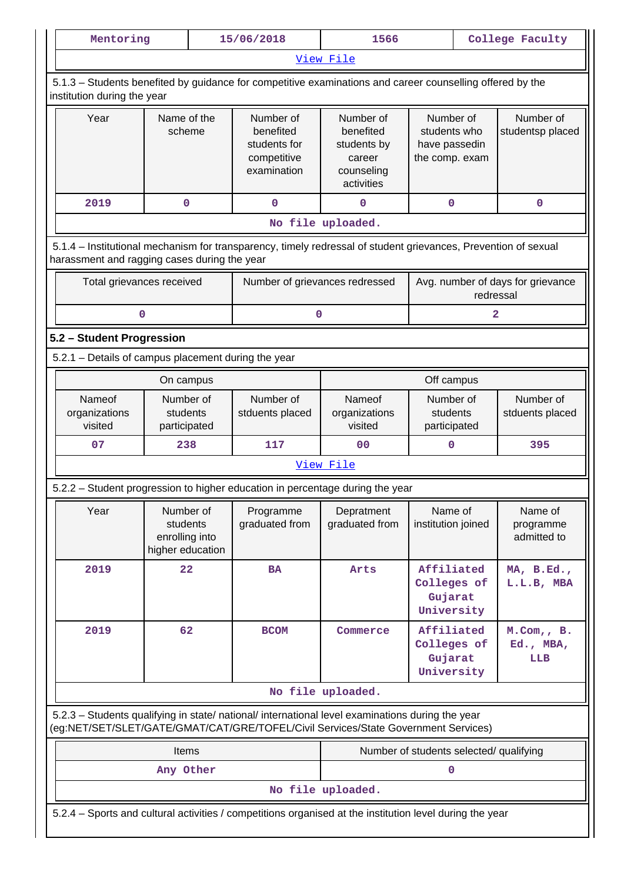| Mentoring | 15/06/2018 | 1566 | College Faculty |
|---|---|---|---|
| View File | | | |

5.1.3 – Students benefited by guidance for competitive examinations and career counselling offered by the institution during the year

| Year | Name of the scheme | Number of benefited students for competitive examination | Number of benefited students by career counseling activities | Number of students who have passedin the comp. exam | Number of studentsp placed |
|---|---|---|---|---|---|
| 2019 | 0 | 0 | 0 | 0 | 0 |
| No file uploaded. | | | | | |

5.1.4 – Institutional mechanism for transparency, timely redressal of student grievances, Prevention of sexual harassment and ragging cases during the year

| Total grievances received | Number of grievances redressed | Avg. number of days for grievance redressal |
|---|---|---|
| 0 | 0 | 2 |

## 5.2 – Student Progression

5.2.1 – Details of campus placement during the year

| On campus | | | Off campus | | |
|---|---|---|---|---|---|
| Nameof organizations visited | Number of students participated | Number of stduents placed | Nameof organizations visited | Number of students participated | Number of stduents placed |
| 07 | 238 | 117 | 00 | 0 | 395 |
| View File | | | | | |

5.2.2 – Student progression to higher education in percentage during the year

| Year | Number of students enrolling into higher education | Programme graduated from | Depratment graduated from | Name of institution joined | Name of programme admitted to |
|---|---|---|---|---|---|
| 2019 | 22 | BA | Arts | Affiliated Colleges of Gujarat University | MA, B.Ed., L.L.B, MBA |
| 2019 | 62 | BCOM | Commerce | Affiliated Colleges of Gujarat University | M.Com,, B. Ed., MBA, LLB |
| No file uploaded. | | | | | |

5.2.3 – Students qualifying in state/ national/ international level examinations during the year (eg:NET/SET/SLET/GATE/GMAT/CAT/GRE/TOFEL/Civil Services/State Government Services)

| Items | Number of students selected/ qualifying |
|---|---|
| Any Other | 0 |
| No file uploaded. | |

5.2.4 – Sports and cultural activities / competitions organised at the institution level during the year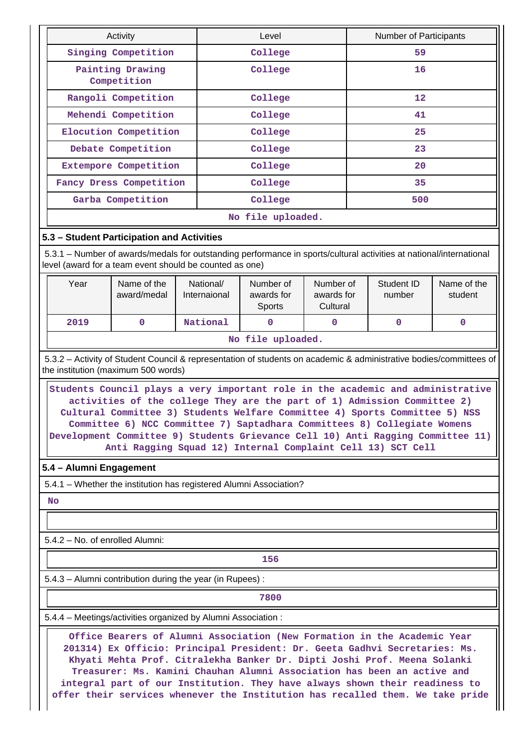| Activity | Level | Number of Participants |
|---|---|---|
| Singing Competition | College | 59 |
| Painting Drawing Competition | College | 16 |
| Rangoli Competition | College | 12 |
| Mehendi Competition | College | 41 |
| Elocution Competition | College | 25 |
| Debate Competition | College | 23 |
| Extempore Competition | College | 20 |
| Fancy Dress Competition | College | 35 |
| Garba Competition | College | 500 |

No file uploaded.

### 5.3 – Student Participation and Activities

5.3.1 – Number of awards/medals for outstanding performance in sports/cultural activities at national/international level (award for a team event should be counted as one)

| Year | Name of the award/medal | National/ Internaional | Number of awards for Sports | Number of awards for Cultural | Student ID number | Name of the student |
|---|---|---|---|---|---|---|
| 2019 | 0 | National | 0 | 0 | 0 | 0 |

No file uploaded.

5.3.2 – Activity of Student Council & representation of students on academic & administrative bodies/committees of the institution (maximum 500 words)

Students Council plays a very important role in the academic and administrative activities of the college They are the part of 1) Admission Committee 2) Cultural Committee 3) Students Welfare Committee 4) Sports Committee 5) NSS Committee 6) NCC Committee 7) Saptadhara Committees 8) Collegiate Womens Development Committee 9) Students Grievance Cell 10) Anti Ragging Committee 11) Anti Ragging Squad 12) Internal Complaint Cell 13) SCT Cell

### 5.4 – Alumni Engagement

5.4.1 – Whether the institution has registered Alumni Association?

No

5.4.2 – No. of enrolled Alumni:

156

5.4.3 – Alumni contribution during the year (in Rupees) :

7800

5.4.4 – Meetings/activities organized by Alumni Association :

Office Bearers of Alumni Association (New Formation in the Academic Year 201314) Ex Officio: Principal President: Dr. Geeta Gadhvi Secretaries: Ms. Khyati Mehta Prof. Citralekha Banker Dr. Dipti Joshi Prof. Meena Solanki Treasurer: Ms. Kamini Chauhan Alumni Association has been an active and integral part of our Institution. They have always shown their readiness to offer their services whenever the Institution has recalled them. We take pride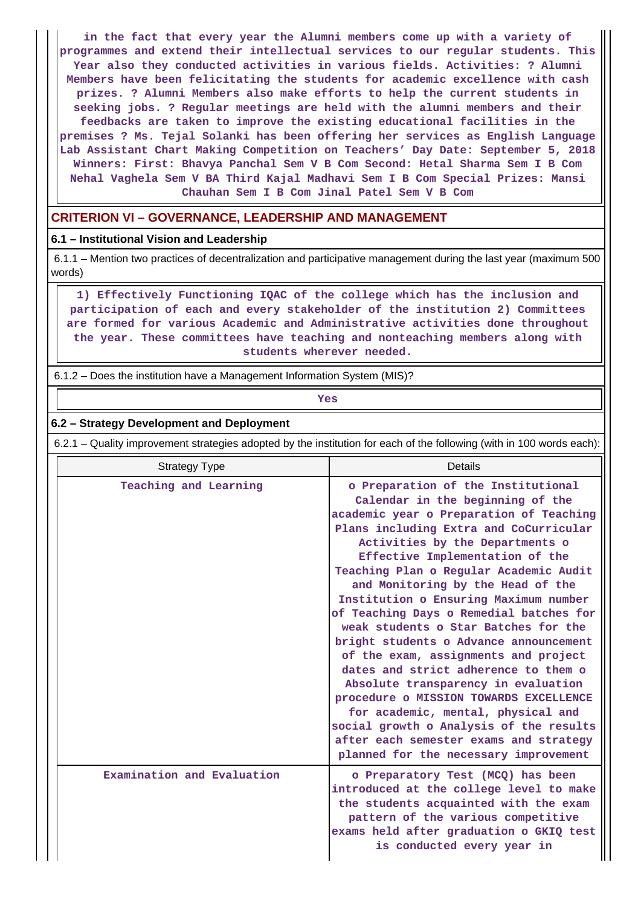in the fact that every year the Alumni members come up with a variety of programmes and extend their intellectual services to our regular students. This Year also they conducted activities in various fields. Activities: ? Alumni Members have been felicitating the students for academic excellence with cash prizes. ? Alumni Members also make efforts to help the current students in seeking jobs. ? Regular meetings are held with the alumni members and their feedbacks are taken to improve the existing educational facilities in the premises ? Ms. Tejal Solanki has been offering her services as English Language Lab Assistant Chart Making Competition on Teachers' Day Date: September 5, 2018 Winners: First: Bhavya Panchal Sem V B Com Second: Hetal Sharma Sem I B Com Nehal Vaghela Sem V BA Third Kajal Madhavi Sem I B Com Special Prizes: Mansi Chauhan Sem I B Com Jinal Patel Sem V B Com

## CRITERION VI – GOVERNANCE, LEADERSHIP AND MANAGEMENT

### 6.1 – Institutional Vision and Leadership

6.1.1 – Mention two practices of decentralization and participative management during the last year (maximum 500 words)

1) Effectively Functioning IQAC of the college which has the inclusion and participation of each and every stakeholder of the institution 2) Committees are formed for various Academic and Administrative activities done throughout the year. These committees have teaching and nonteaching members along with students wherever needed.

6.1.2 – Does the institution have a Management Information System (MIS)?

Yes

### 6.2 – Strategy Development and Deployment

6.2.1 – Quality improvement strategies adopted by the institution for each of the following (with in 100 words each):

| Strategy Type | Details |
|---|---|
| Teaching and Learning | o Preparation of the Institutional Calendar in the beginning of the academic year o Preparation of Teaching Plans including Extra and CoCurricular Activities by the Departments o Effective Implementation of the Teaching Plan o Regular Academic Audit and Monitoring by the Head of the Institution o Ensuring Maximum number of Teaching Days o Remedial batches for weak students o Star Batches for the bright students o Advance announcement of the exam, assignments and project dates and strict adherence to them o Absolute transparency in evaluation procedure o MISSION TOWARDS EXCELLENCE for academic, mental, physical and social growth o Analysis of the results after each semester exams and strategy planned for the necessary improvement |
| Examination and Evaluation | o Preparatory Test (MCQ) has been introduced at the college level to make the students acquainted with the exam pattern of the various competitive exams held after graduation o GKIQ test is conducted every year in |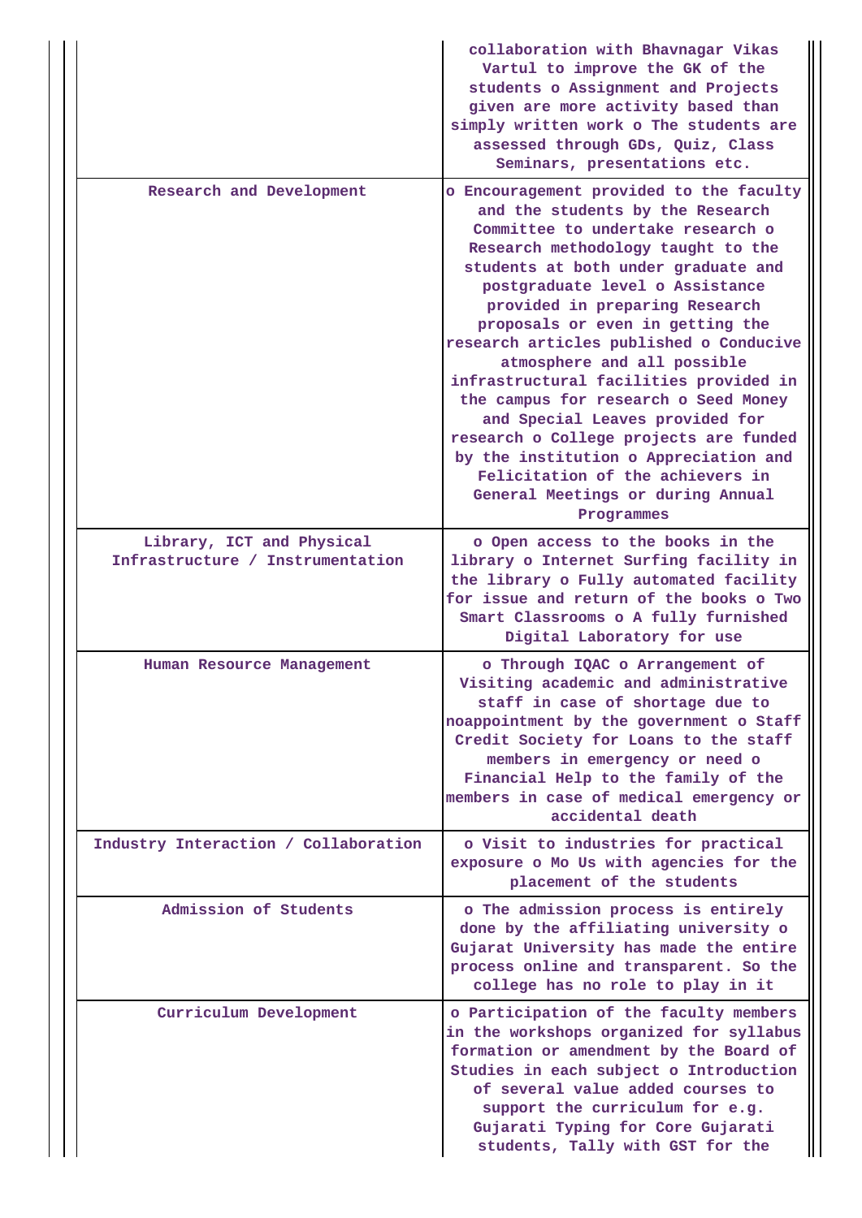| | |
|---|---|
| | collaboration with Bhavnagar Vikas Vartul to improve the GK of the students o Assignment and Projects given are more activity based than simply written work o The students are assessed through GDs, Quiz, Class Seminars, presentations etc. |
| Research and Development | o Encouragement provided to the faculty and the students by the Research Committee to undertake research o Research methodology taught to the students at both under graduate and postgraduate level o Assistance provided in preparing Research proposals or even in getting the research articles published o Conducive atmosphere and all possible infrastructural facilities provided in the campus for research o Seed Money and Special Leaves provided for research o College projects are funded by the institution o Appreciation and Felicitation of the achievers in General Meetings or during Annual Programmes |
| Library, ICT and Physical Infrastructure / Instrumentation | o Open access to the books in the library o Internet Surfing facility in the library o Fully automated facility for issue and return of the books o Two Smart Classrooms o A fully furnished Digital Laboratory for use |
| Human Resource Management | o Through IQAC o Arrangement of Visiting academic and administrative staff in case of shortage due to noappointment by the government o Staff Credit Society for Loans to the staff members in emergency or need o Financial Help to the family of the members in case of medical emergency or accidental death |
| Industry Interaction / Collaboration | o Visit to industries for practical exposure o Mo Us with agencies for the placement of the students |
| Admission of Students | o The admission process is entirely done by the affiliating university o Gujarat University has made the entire process online and transparent. So the college has no role to play in it |
| Curriculum Development | o Participation of the faculty members in the workshops organized for syllabus formation or amendment by the Board of Studies in each subject o Introduction of several value added courses to support the curriculum for e.g. Gujarati Typing for Core Gujarati students, Tally with GST for the |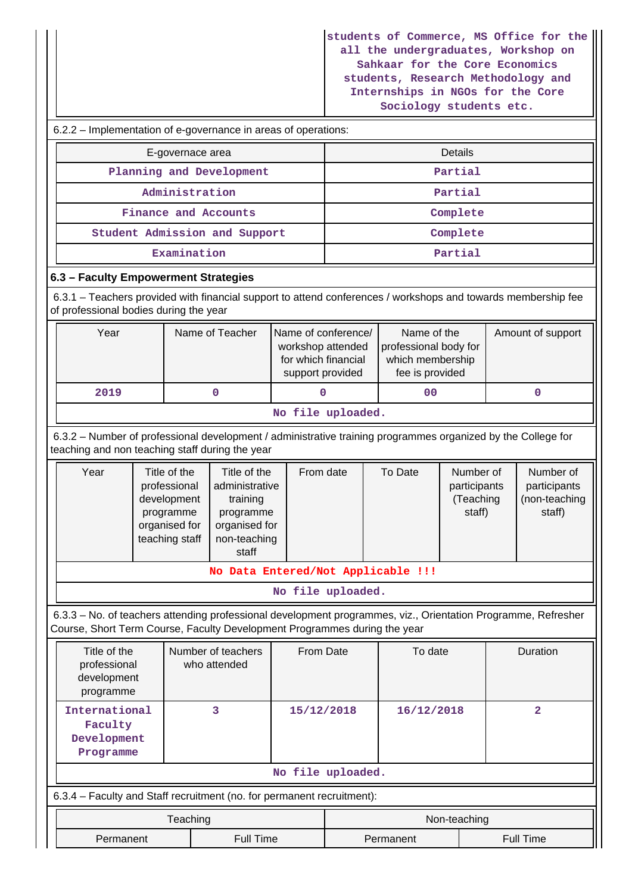| | students of Commerce, MS Office for the all the undergraduates, Workshop on Sahkaar for the Core Economics students, Research Methodology and Internships in NGOs for the Core Sociology students etc. |
|---|---|

6.2.2 – Implementation of e-governance in areas of operations:

| E-governace area | Details |
|---|---|
| Planning and Development | Partial |
| Administration | Partial |
| Finance and Accounts | Complete |
| Student Admission and Support | Complete |
| Examination | Partial |

### 6.3 – Faculty Empowerment Strategies

6.3.1 – Teachers provided with financial support to attend conferences / workshops and towards membership fee of professional bodies during the year

| Year | Name of Teacher | Name of conference/ workshop attended for which financial support provided | Name of the professional body for which membership fee is provided | Amount of support |
|---|---|---|---|---|
| 2019 | 0 | 0 | 00 | 0 |
| No file uploaded. | | | | |

6.3.2 – Number of professional development / administrative training programmes organized by the College for teaching and non teaching staff during the year

| Year | Title of the professional development programme organised for teaching staff | Title of the administrative training programme organised for non-teaching staff | From date | To Date | Number of participants (Teaching staff) | Number of participants (non-teaching staff) |
|---|---|---|---|---|---|---|
| No Data Entered/Not Applicable !!! | | | | | | |
| No file uploaded. | | | | | | |

6.3.3 – No. of teachers attending professional development programmes, viz., Orientation Programme, Refresher Course, Short Term Course, Faculty Development Programmes during the year

| Title of the professional development programme | Number of teachers who attended | From Date | To date | Duration |
|---|---|---|---|---|
| International Faculty Development Programme | 3 | 15/12/2018 | 16/12/2018 | 2 |
| No file uploaded. | | | | |

6.3.4 – Faculty and Staff recruitment (no. for permanent recruitment):

| Teaching | | Non-teaching | |
|---|---|---|---|
| Permanent | Full Time | Permanent | Full Time |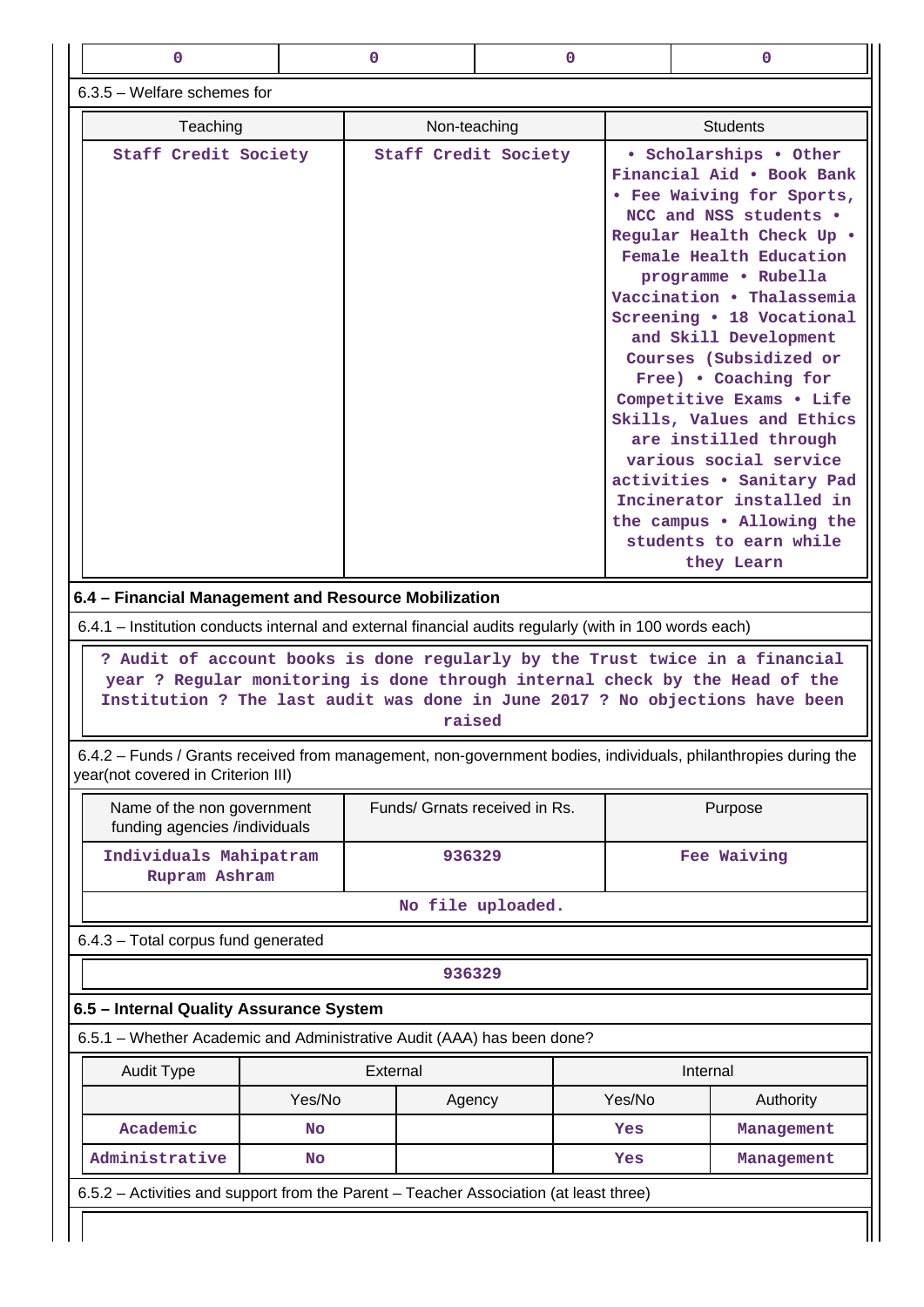| 0 | 0 | 0 | 0 |
|---|---|---|---|

6.3.5 – Welfare schemes for

| Teaching | Non-teaching | Students |
|---|---|---|
| Staff Credit Society | Staff Credit Society | • Scholarships • Other Financial Aid • Book Bank • Fee Waiving for Sports, NCC and NSS students • Regular Health Check Up • Female Health Education programme • Rubella Vaccination • Thalassemia Screening • 18 Vocational and Skill Development Courses (Subsidized or Free) • Coaching for Competitive Exams • Life Skills, Values and Ethics are instilled through various social service activities • Sanitary Pad Incinerator installed in the campus • Allowing the students to earn while they Learn |

**6.4 – Financial Management and Resource Mobilization**

6.4.1 – Institution conducts internal and external financial audits regularly (with in 100 words each)

? Audit of account books is done regularly by the Trust twice in a financial year ? Regular monitoring is done through internal check by the Head of the Institution ? The last audit was done in June 2017 ? No objections have been raised

6.4.2 – Funds / Grants received from management, non-government bodies, individuals, philanthropies during the year(not covered in Criterion III)

| Name of the non government funding agencies /individuals | Funds/ Grnats received in Rs. | Purpose |
|---|---|---|
| Individuals Mahipatram Rupram Ashram | 936329 | Fee Waiving |

No file uploaded.

6.4.3 – Total corpus fund generated

936329

**6.5 – Internal Quality Assurance System**

6.5.1 – Whether Academic and Administrative Audit (AAA) has been done?

| Audit Type | External | | Internal | |
|---|---|---|---|---|
| | Yes/No | Agency | Yes/No | Authority |
| Academic | No | | Yes | Management |
| Administrative | No | | Yes | Management |

6.5.2 – Activities and support from the Parent – Teacher Association (at least three)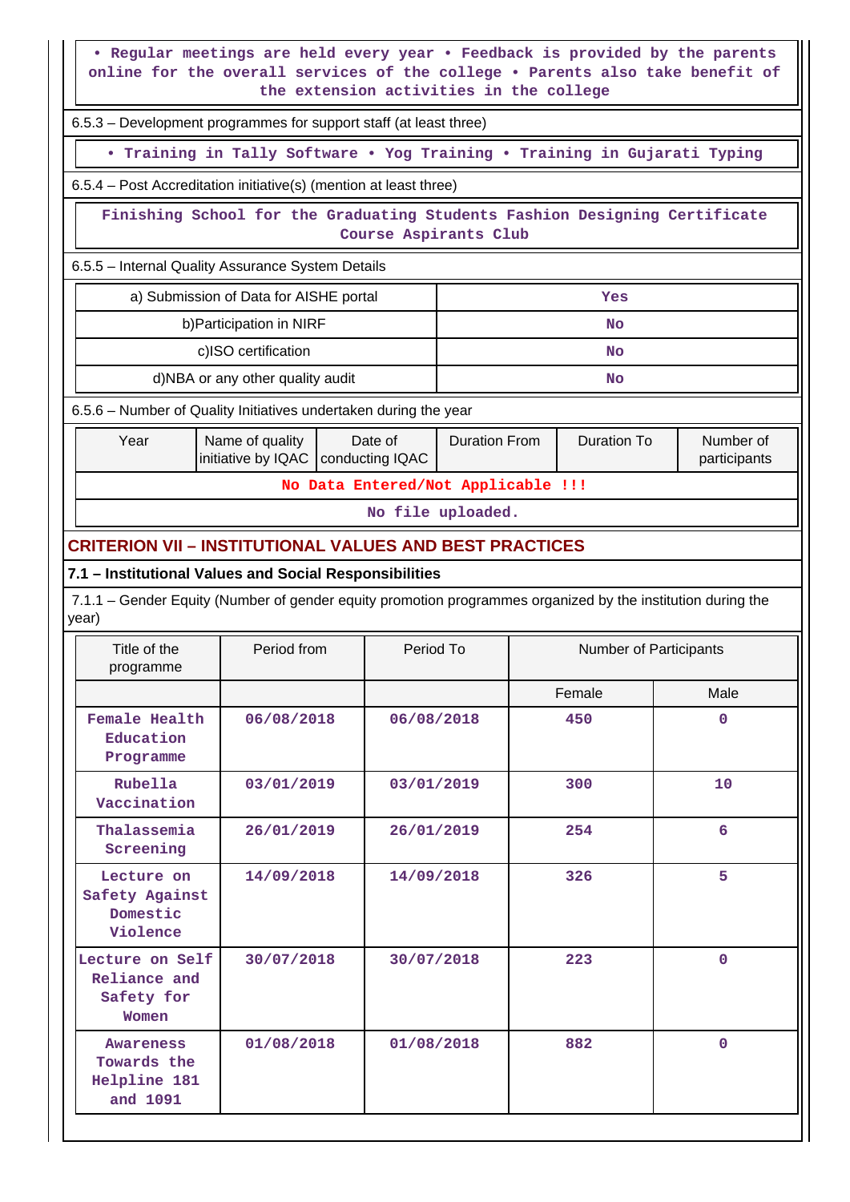• Regular meetings are held every year • Feedback is provided by the parents online for the overall services of the college • Parents also take benefit of the extension activities in the college

6.5.3 – Development programmes for support staff (at least three)

• Training in Tally Software • Yog Training • Training in Gujarati Typing

6.5.4 – Post Accreditation initiative(s) (mention at least three)

Finishing School for the Graduating Students Fashion Designing Certificate Course Aspirants Club

6.5.5 – Internal Quality Assurance System Details

| | |
|---|---|
| a) Submission of Data for AISHE portal | Yes |
| b)Participation in NIRF | No |
| c)ISO certification | No |
| d)NBA or any other quality audit | No |

6.5.6 – Number of Quality Initiatives undertaken during the year

| Year | Name of quality initiative by IQAC | Date of conducting IQAC | Duration From | Duration To | Number of participants |
|---|---|---|---|---|---|
| No Data Entered/Not Applicable !!! | | | | | |
| No file uploaded. | | | | | |

## CRITERION VII – INSTITUTIONAL VALUES AND BEST PRACTICES

### 7.1 – Institutional Values and Social Responsibilities

7.1.1 – Gender Equity (Number of gender equity promotion programmes organized by the institution during the year)

| Title of the programme | Period from | Period To | Number of Participants | |
|---|---|---|---|---|
| | | | Female | Male |
| Female Health Education Programme | 06/08/2018 | 06/08/2018 | 450 | 0 |
| Rubella Vaccination | 03/01/2019 | 03/01/2019 | 300 | 10 |
| Thalassemia Screening | 26/01/2019 | 26/01/2019 | 254 | 6 |
| Lecture on Safety Against Domestic Violence | 14/09/2018 | 14/09/2018 | 326 | 5 |
| Lecture on Self Reliance and Safety for Women | 30/07/2018 | 30/07/2018 | 223 | 0 |
| Awareness Towards the Helpline 181 and 1091 | 01/08/2018 | 01/08/2018 | 882 | 0 |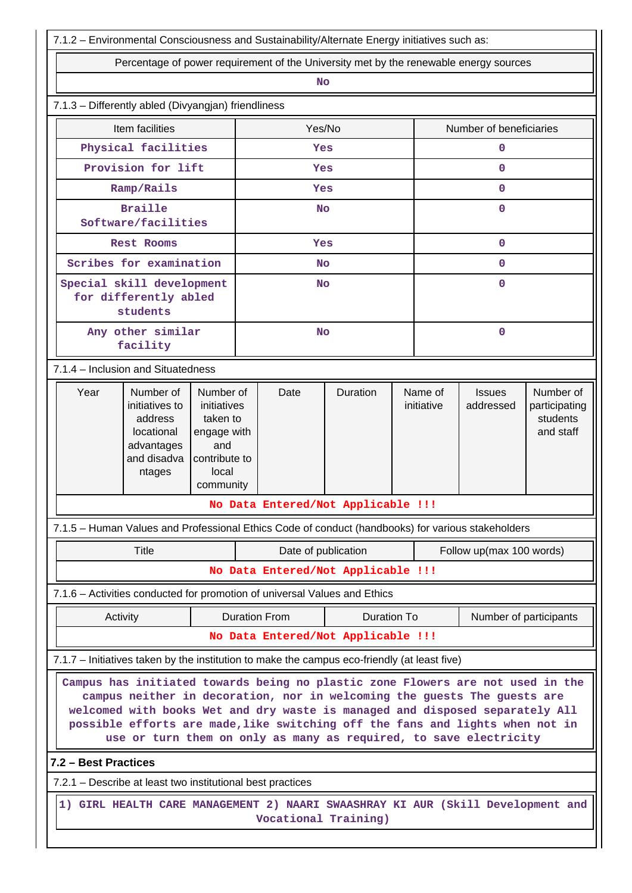7.1.2 – Environmental Consciousness and Sustainability/Alternate Energy initiatives such as:

| Percentage of power requirement of the University met by the renewable energy sources |
|---|
| No |

7.1.3 – Differently abled (Divyangjan) friendliness

| Item facilities | Yes/No | Number of beneficiaries |
|---|---|---|
| Physical facilities | Yes | 0 |
| Provision for lift | Yes | 0 |
| Ramp/Rails | Yes | 0 |
| Braille Software/facilities | No | 0 |
| Rest Rooms | Yes | 0 |
| Scribes for examination | No | 0 |
| Special skill development for differently abled students | No | 0 |
| Any other similar facility | No | 0 |

7.1.4 – Inclusion and Situatedness

| Year | Number of initiatives to address locational advantages and disadvantages | Number of initiatives taken to engage with and contribute to local community | Date | Duration | Name of initiative | Issues addressed | Number of participating students and staff |
|---|---|---|---|---|---|---|---|
| No Data Entered/Not Applicable !!! | | | | | | | |

7.1.5 – Human Values and Professional Ethics Code of conduct (handbooks) for various stakeholders

| Title | Date of publication | Follow up(max 100 words) |
|---|---|---|
| No Data Entered/Not Applicable !!! | | |

7.1.6 – Activities conducted for promotion of universal Values and Ethics

| Activity | Duration From | Duration To | Number of participants |
|---|---|---|---|
| No Data Entered/Not Applicable !!! | | | |

7.1.7 – Initiatives taken by the institution to make the campus eco-friendly (at least five)

Campus has initiated towards being no plastic zone Flowers are not used in the campus neither in decoration, nor in welcoming the guests The guests are welcomed with books Wet and dry waste is managed and disposed separately All possible efforts are made,like switching off the fans and lights when not in use or turn them on only as many as required, to save electricity

**7.2 – Best Practices**

7.2.1 – Describe at least two institutional best practices

1) GIRL HEALTH CARE MANAGEMENT 2) NAARI SWAASHRAY KI AUR (Skill Development and Vocational Training)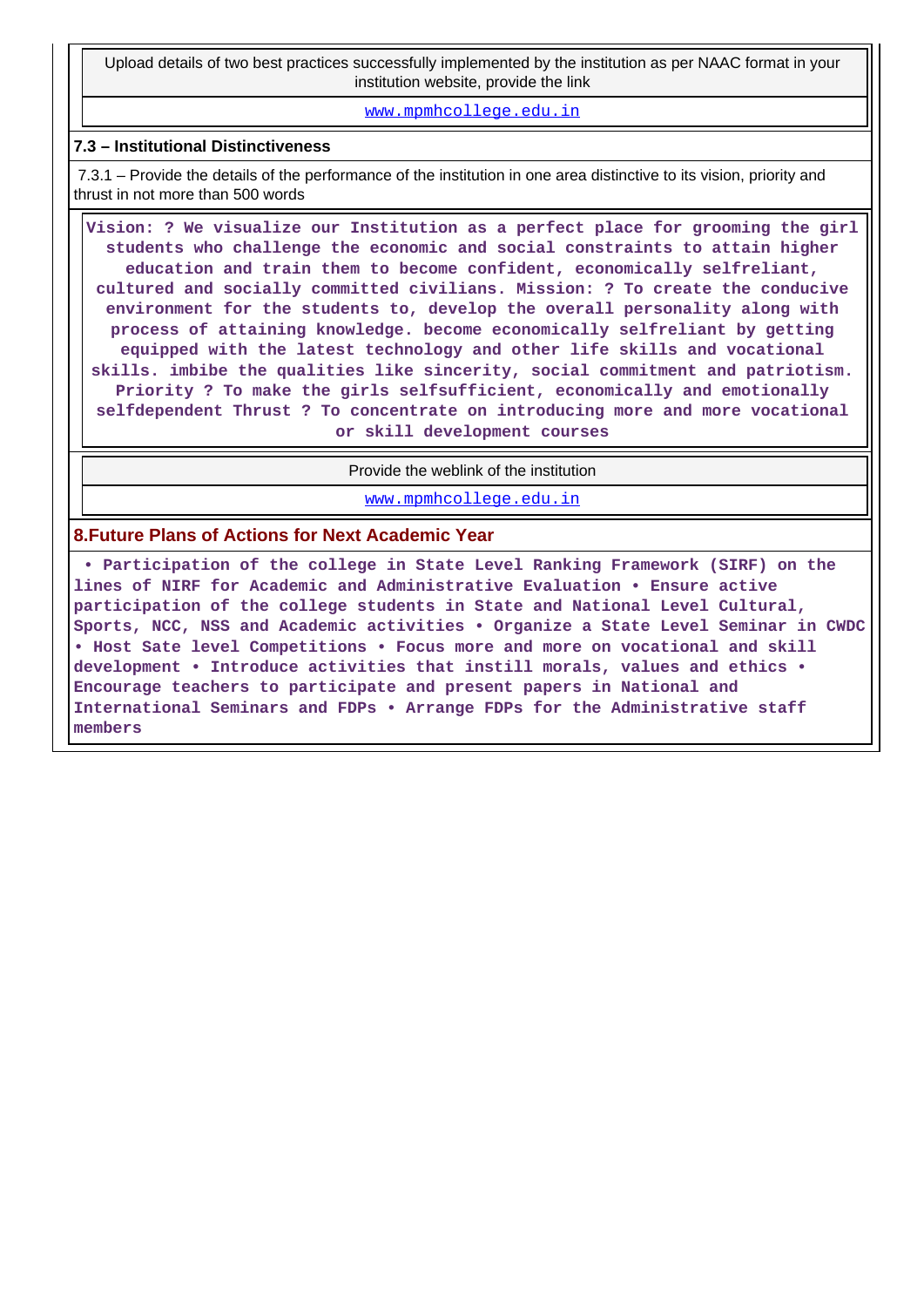| Upload details of two best practices successfully implemented by the institution as per NAAC format in your institution website, provide the link |
|---|
| www.mpmhcollege.edu.in |

### 7.3 – Institutional Distinctiveness

7.3.1 – Provide the details of the performance of the institution in one area distinctive to its vision, priority and thrust in not more than 500 words

**Vision: ? We visualize our Institution as a perfect place for grooming the girl students who challenge the economic and social constraints to attain higher education and train them to become confident, economically selfreliant, cultured and socially committed civilians. Mission: ? To create the conducive environment for the students to, develop the overall personality along with process of attaining knowledge. become economically selfreliant by getting equipped with the latest technology and other life skills and vocational skills. imbibe the qualities like sincerity, social commitment and patriotism. Priority ? To make the girls selfsufficient, economically and emotionally selfdependent Thrust ? To concentrate on introducing more and more vocational or skill development courses**

| Provide the weblink of the institution |
|---|
| www.mpmhcollege.edu.in |

### 8.Future Plans of Actions for Next Academic Year

**• Participation of the college in State Level Ranking Framework (SIRF) on the lines of NIRF for Academic and Administrative Evaluation • Ensure active participation of the college students in State and National Level Cultural, Sports, NCC, NSS and Academic activities • Organize a State Level Seminar in CWDC • Host Sate level Competitions • Focus more and more on vocational and skill development • Introduce activities that instill morals, values and ethics • Encourage teachers to participate and present papers in National and International Seminars and FDPs • Arrange FDPs for the Administrative staff members**